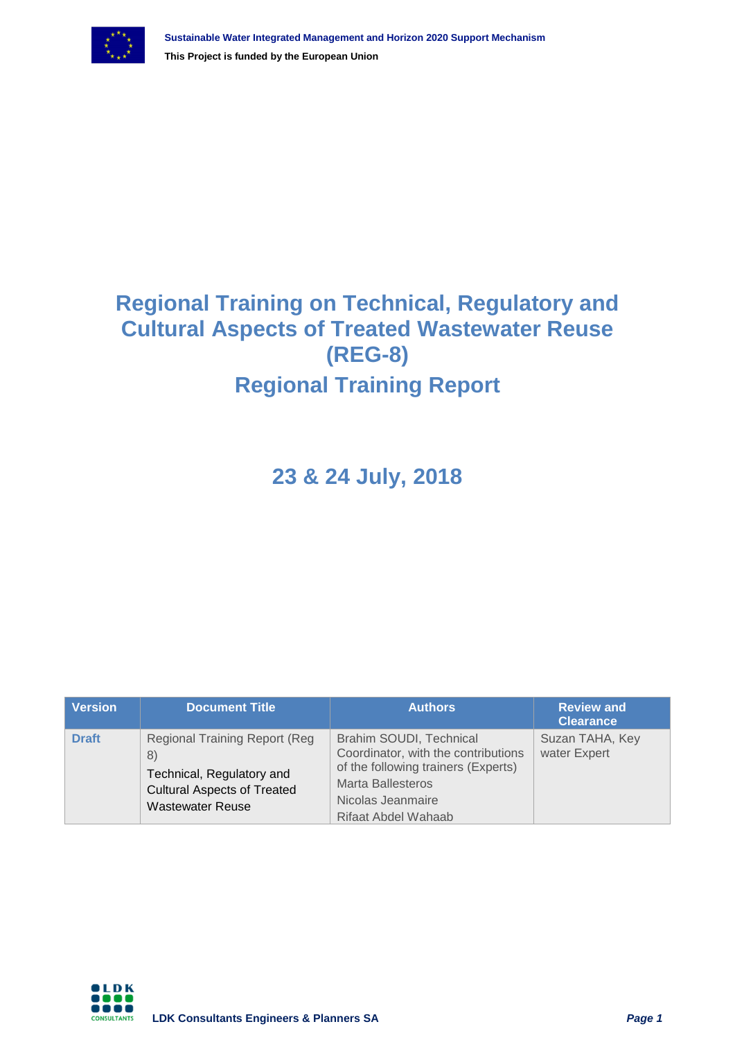Sustainable Water Integrated Management and Horizon 2020 Support Mechanism

**This Project is funded by the European Union**

# Regional Training on Technical, Regulatory and Cultural Aspects of Treated Wastewater Reuse (REG-8)

# Regional Training Report

## 23 & 24 July, 2018

| Version | Document Title | Authors | Review and Clearance |
|---|---|---|---|
| **Draft** | Regional Training Report (Reg 8) Technical, Regulatory and Cultural Aspects of Treated Wastewater Reuse | Brahim SOUDI, Technical Coordinator, with the contributions of the following trainers (Experts) Marta Ballesteros Nicolas Jeanmaire Rifaat Abdel Wahaab | Suzan TAHA, Key water Expert |

**LDK Consultants Engineers & Planners SA**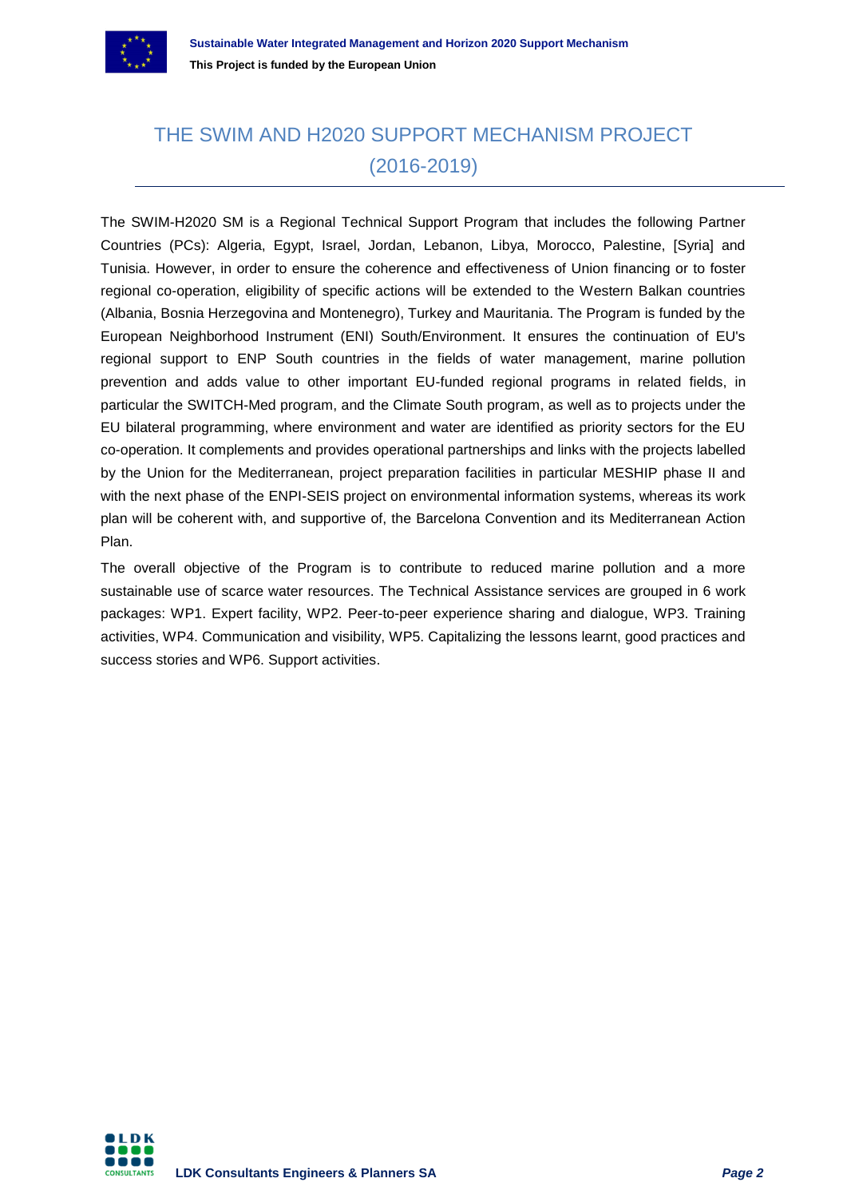# THE SWIM AND H2020 SUPPORT MECHANISM PROJECT (2016-2019)

The SWIM-H2020 SM is a Regional Technical Support Program that includes the following Partner Countries (PCs): Algeria, Egypt, Israel, Jordan, Lebanon, Libya, Morocco, Palestine, [Syria] and Tunisia. However, in order to ensure the coherence and effectiveness of Union financing or to foster regional co-operation, eligibility of specific actions will be extended to the Western Balkan countries (Albania, Bosnia Herzegovina and Montenegro), Turkey and Mauritania. The Program is funded by the European Neighborhood Instrument (ENI) South/Environment. It ensures the continuation of EU's regional support to ENP South countries in the fields of water management, marine pollution prevention and adds value to other important EU-funded regional programs in related fields, in particular the SWITCH-Med program, and the Climate South program, as well as to projects under the EU bilateral programming, where environment and water are identified as priority sectors for the EU co-operation. It complements and provides operational partnerships and links with the projects labelled by the Union for the Mediterranean, project preparation facilities in particular MESHIP phase II and with the next phase of the ENPI-SEIS project on environmental information systems, whereas its work plan will be coherent with, and supportive of, the Barcelona Convention and its Mediterranean Action Plan.

The overall objective of the Program is to contribute to reduced marine pollution and a more sustainable use of scarce water resources. The Technical Assistance services are grouped in 6 work packages: WP1. Expert facility, WP2. Peer-to-peer experience sharing and dialogue, WP3. Training activities, WP4. Communication and visibility, WP5. Capitalizing the lessons learnt, good practices and success stories and WP6. Support activities.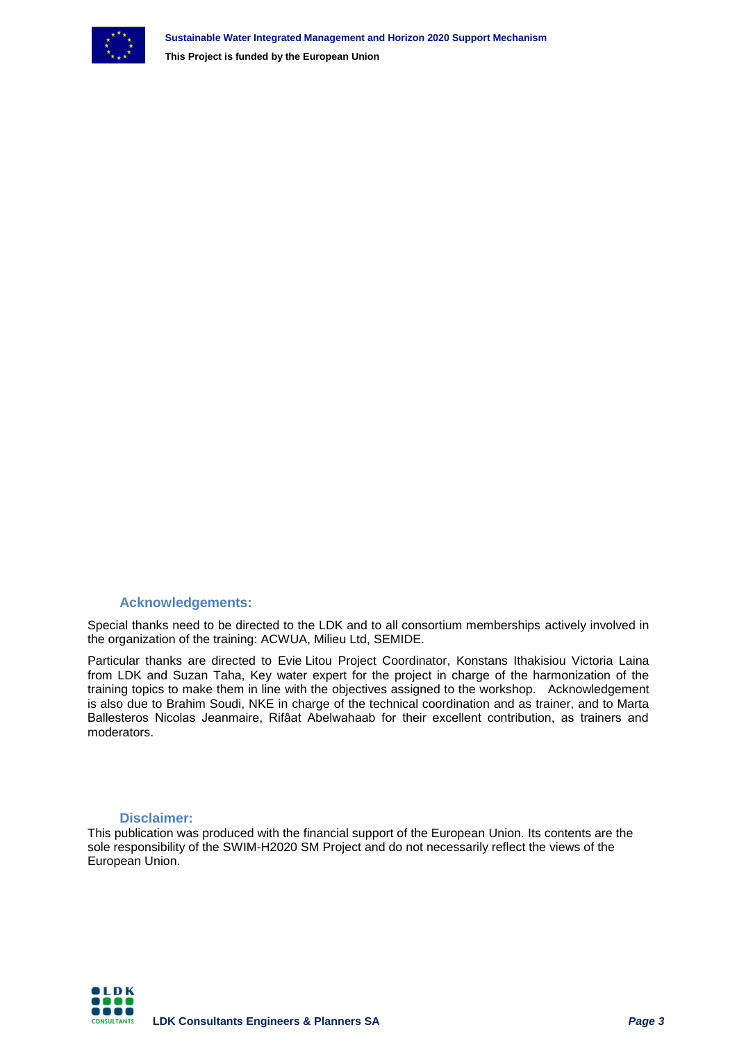### Acknowledgements:

Special thanks need to be directed to the LDK and to all consortium memberships actively involved in the organization of the training: ACWUA, Milieu Ltd, SEMIDE.

Particular thanks are directed to Evie Litou Project Coordinator, Konstans Ithakisiou Victoria Laina from LDK and Suzan Taha, Key water expert for the project in charge of the harmonization of the training topics to make them in line with the objectives assigned to the workshop. Acknowledgement is also due to Brahim Soudi, NKE in charge of the technical coordination and as trainer, and to Marta Ballesteros Nicolas Jeanmaire, Rifâat Abelwahaab for their excellent contribution, as trainers and moderators.

### Disclaimer:

This publication was produced with the financial support of the European Union. Its contents are the sole responsibility of the SWIM-H2020 SM Project and do not necessarily reflect the views of the European Union.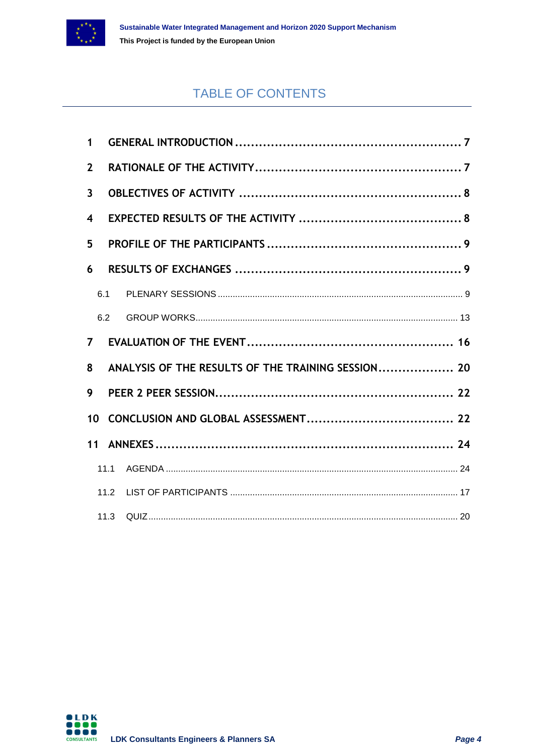# TABLE OF CONTENTS

1 GENERAL INTRODUCTION ........................................................ 7

2 RATIONALE OF THE ACTIVITY .................................................... 7

3 OBJECTIVES OF ACTIVITY ....................................................... 8

4 EXPECTED RESULTS OF THE ACTIVITY ........................................ 8

5 PROFILE OF THE PARTICIPANTS ................................................. 9

6 RESULTS OF EXCHANGES ........................................................ 9

6.1 PLENARY SESSIONS ................................................................................................ 9

6.2 GROUP WORKS ........................................................................................................ 13

7 EVALUATION OF THE EVENT .................................................... 16

8 ANALYSIS OF THE RESULTS OF THE TRAINING SESSION ................... 20

9 PEER 2 PEER SESSION ........................................................... 22

10 CONCLUSION AND GLOBAL ASSESSMENT ..................................... 22

11 ANNEXES .......................................................................... 24

11.1 AGENDA .................................................................................................................. 24

11.2 LIST OF PARTICIPANTS ........................................................................................... 17

11.3 QUIZ ......................................................................................................................... 20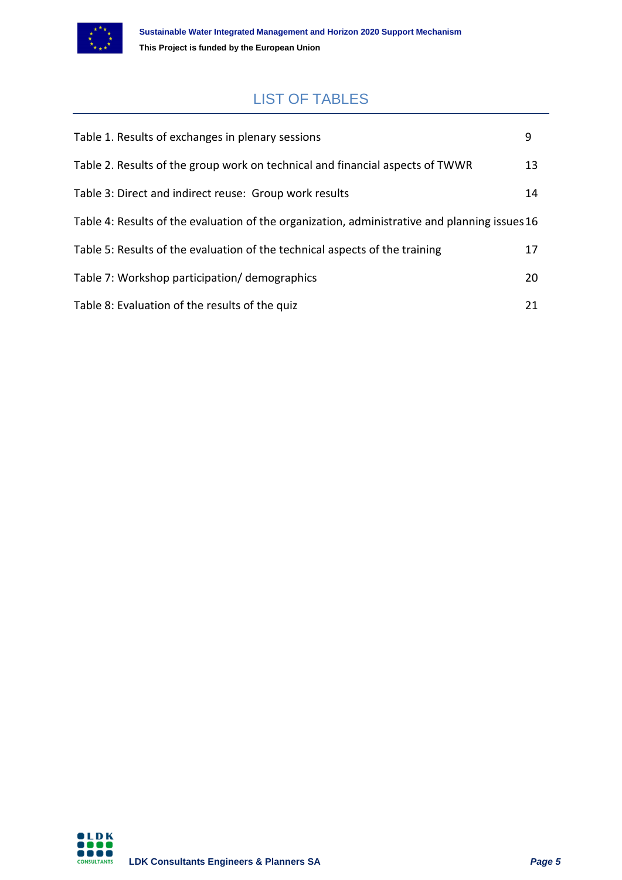# LIST OF TABLES

Table 1. Results of exchanges in plenary sessions 9

Table 2. Results of the group work on technical and financial aspects of TWWR 13

Table 3: Direct and indirect reuse: Group work results 14

Table 4: Results of the evaluation of the organization, administrative and planning issues 16

Table 5: Results of the evaluation of the technical aspects of the training 17

Table 7: Workshop participation/ demographics 20

Table 8: Evaluation of the results of the quiz 21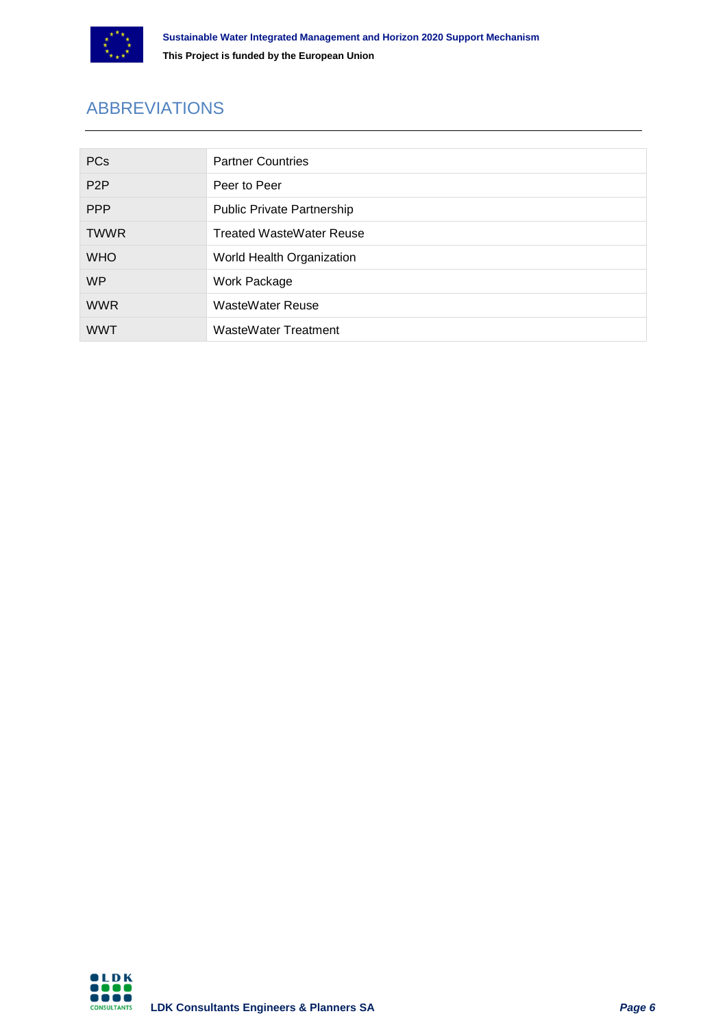# ABBREVIATIONS

| | |
|---|---|
| PCs | Partner Countries |
| P2P | Peer to Peer |
| PPP | Public Private Partnership |
| TWWR | Treated WasteWater Reuse |
| WHO | World Health Organization |
| WP | Work Package |
| WWR | WasteWater Reuse |
| WWT | WasteWater Treatment |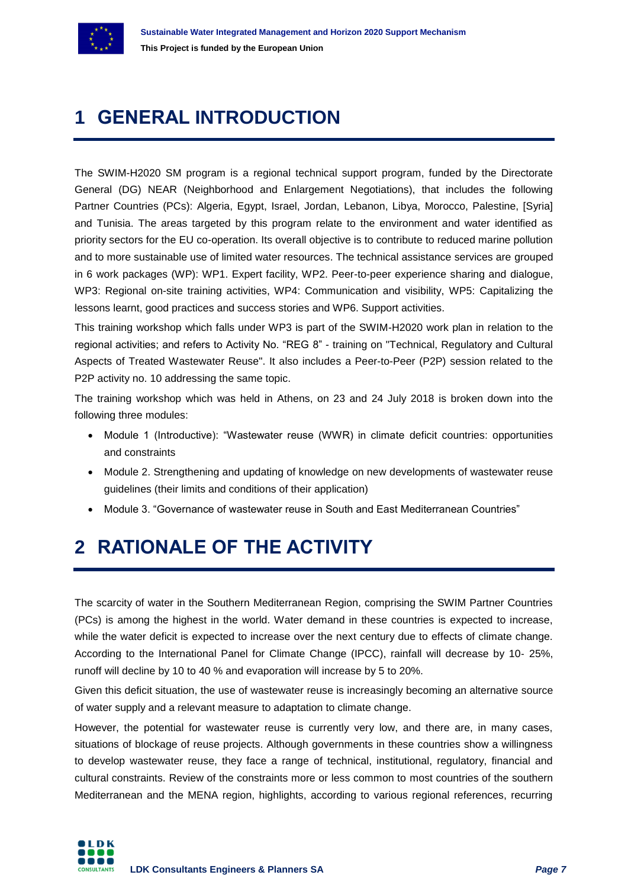# 1 GENERAL INTRODUCTION

The SWIM-H2020 SM program is a regional technical support program, funded by the Directorate General (DG) NEAR (Neighborhood and Enlargement Negotiations), that includes the following Partner Countries (PCs): Algeria, Egypt, Israel, Jordan, Lebanon, Libya, Morocco, Palestine, [Syria] and Tunisia. The areas targeted by this program relate to the environment and water identified as priority sectors for the EU co-operation. Its overall objective is to contribute to reduced marine pollution and to more sustainable use of limited water resources. The technical assistance services are grouped in 6 work packages (WP): WP1. Expert facility, WP2. Peer-to-peer experience sharing and dialogue, WP3: Regional on-site training activities, WP4: Communication and visibility, WP5: Capitalizing the lessons learnt, good practices and success stories and WP6. Support activities.

This training workshop which falls under WP3 is part of the SWIM-H2020 work plan in relation to the regional activities; and refers to Activity No. "REG 8" - training on "Technical, Regulatory and Cultural Aspects of Treated Wastewater Reuse". It also includes a Peer-to-Peer (P2P) session related to the P2P activity no. 10 addressing the same topic.

The training workshop which was held in Athens, on 23 and 24 July 2018 is broken down into the following three modules:

- Module 1 (Introductive): "Wastewater reuse (WWR) in climate deficit countries: opportunities and constraints
- Module 2. Strengthening and updating of knowledge on new developments of wastewater reuse guidelines (their limits and conditions of their application)
- Module 3. "Governance of wastewater reuse in South and East Mediterranean Countries"

# 2 RATIONALE OF THE ACTIVITY

The scarcity of water in the Southern Mediterranean Region, comprising the SWIM Partner Countries (PCs) is among the highest in the world. Water demand in these countries is expected to increase, while the water deficit is expected to increase over the next century due to effects of climate change. According to the International Panel for Climate Change (IPCC), rainfall will decrease by 10- 25%, runoff will decline by 10 to 40 % and evaporation will increase by 5 to 20%.

Given this deficit situation, the use of wastewater reuse is increasingly becoming an alternative source of water supply and a relevant measure to adaptation to climate change.

However, the potential for wastewater reuse is currently very low, and there are, in many cases, situations of blockage of reuse projects. Although governments in these countries show a willingness to develop wastewater reuse, they face a range of technical, institutional, regulatory, financial and cultural constraints. Review of the constraints more or less common to most countries of the southern Mediterranean and the MENA region, highlights, according to various regional references, recurring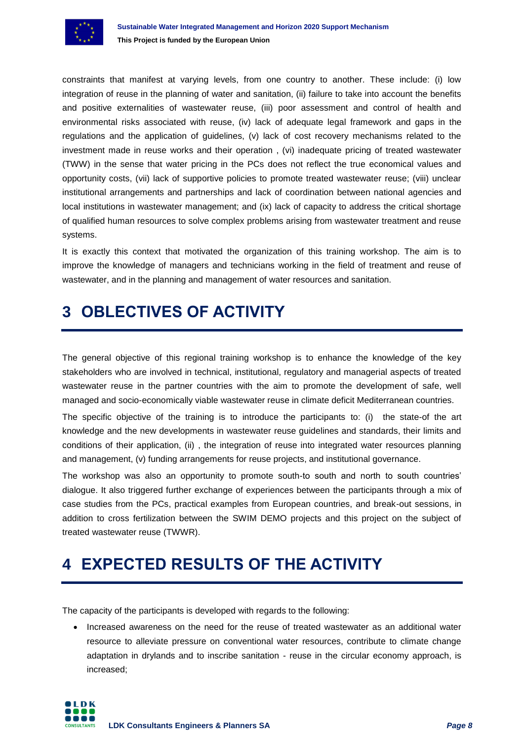constraints that manifest at varying levels, from one country to another. These include: (i) low integration of reuse in the planning of water and sanitation, (ii) failure to take into account the benefits and positive externalities of wastewater reuse, (iii) poor assessment and control of health and environmental risks associated with reuse, (iv) lack of adequate legal framework and gaps in the regulations and the application of guidelines, (v) lack of cost recovery mechanisms related to the investment made in reuse works and their operation , (vi) inadequate pricing of treated wastewater (TWW) in the sense that water pricing in the PCs does not reflect the true economical values and opportunity costs, (vii) lack of supportive policies to promote treated wastewater reuse; (viii) unclear institutional arrangements and partnerships and lack of coordination between national agencies and local institutions in wastewater management; and (ix) lack of capacity to address the critical shortage of qualified human resources to solve complex problems arising from wastewater treatment and reuse systems.

It is exactly this context that motivated the organization of this training workshop. The aim is to improve the knowledge of managers and technicians working in the field of treatment and reuse of wastewater, and in the planning and management of water resources and sanitation.

# 3 OBLECTIVES OF ACTIVITY

The general objective of this regional training workshop is to enhance the knowledge of the key stakeholders who are involved in technical, institutional, regulatory and managerial aspects of treated wastewater reuse in the partner countries with the aim to promote the development of safe, well managed and socio-economically viable wastewater reuse in climate deficit Mediterranean countries.

The specific objective of the training is to introduce the participants to: (i) the state-of the art knowledge and the new developments in wastewater reuse guidelines and standards, their limits and conditions of their application, (ii) , the integration of reuse into integrated water resources planning and management, (v) funding arrangements for reuse projects, and institutional governance.

The workshop was also an opportunity to promote south-to south and north to south countries' dialogue. It also triggered further exchange of experiences between the participants through a mix of case studies from the PCs, practical examples from European countries, and break-out sessions, in addition to cross fertilization between the SWIM DEMO projects and this project on the subject of treated wastewater reuse (TWWR).

# 4 EXPECTED RESULTS OF THE ACTIVITY

The capacity of the participants is developed with regards to the following:

- Increased awareness on the need for the reuse of treated wastewater as an additional water resource to alleviate pressure on conventional water resources, contribute to climate change adaptation in drylands and to inscribe sanitation - reuse in the circular economy approach, is increased;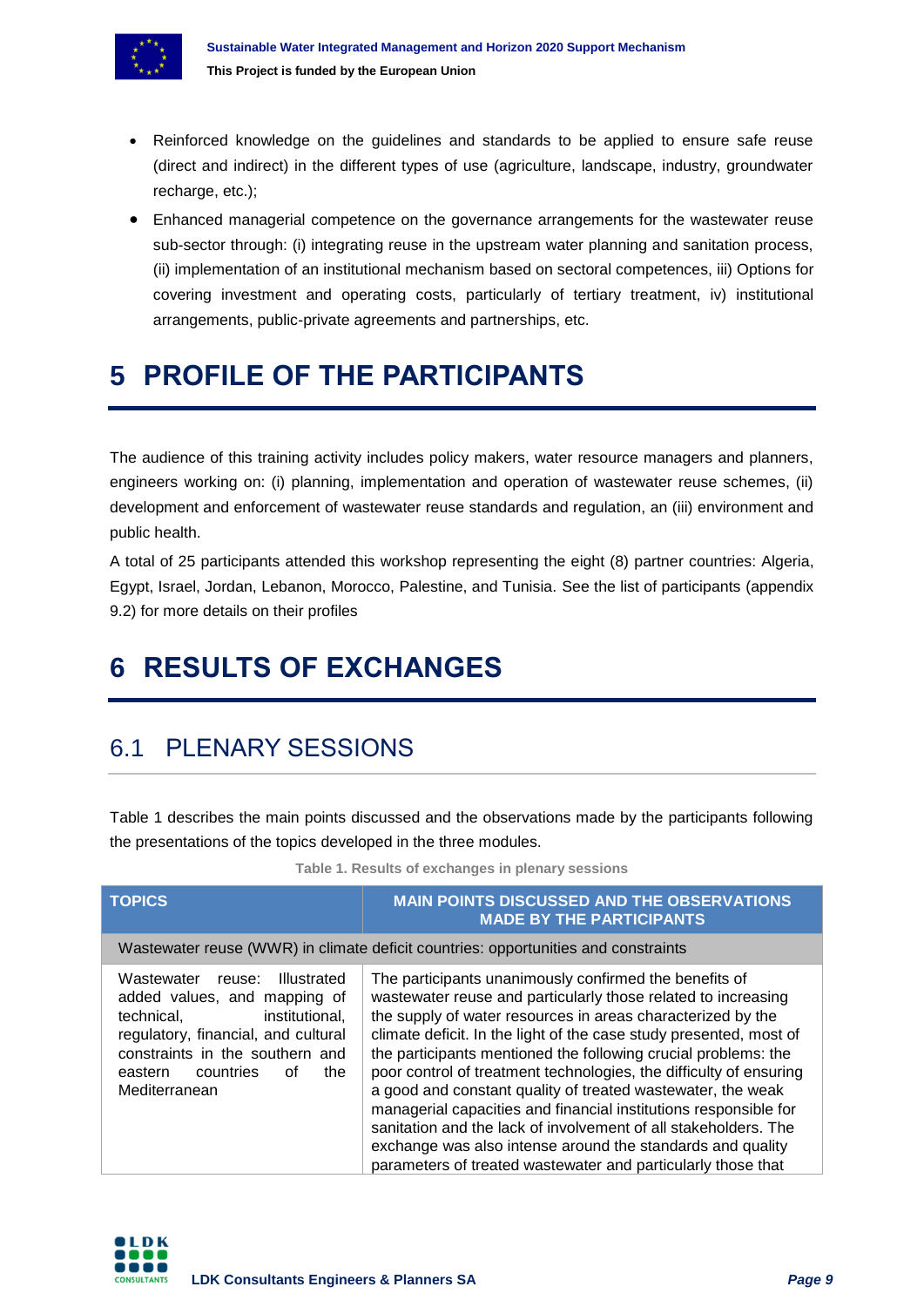- Reinforced knowledge on the guidelines and standards to be applied to ensure safe reuse (direct and indirect) in the different types of use (agriculture, landscape, industry, groundwater recharge, etc.);
- Enhanced managerial competence on the governance arrangements for the wastewater reuse sub-sector through: (i) integrating reuse in the upstream water planning and sanitation process, (ii) implementation of an institutional mechanism based on sectoral competences, iii) Options for covering investment and operating costs, particularly of tertiary treatment, iv) institutional arrangements, public-private agreements and partnerships, etc.

# 5 PROFILE OF THE PARTICIPANTS

The audience of this training activity includes policy makers, water resource managers and planners, engineers working on: (i) planning, implementation and operation of wastewater reuse schemes, (ii) development and enforcement of wastewater reuse standards and regulation, an (iii) environment and public health.

A total of 25 participants attended this workshop representing the eight (8) partner countries: Algeria, Egypt, Israel, Jordan, Lebanon, Morocco, Palestine, and Tunisia. See the list of participants (appendix 9.2) for more details on their profiles

# 6 RESULTS OF EXCHANGES

## 6.1 PLENARY SESSIONS

Table 1 describes the main points discussed and the observations made by the participants following the presentations of the topics developed in the three modules.

Table 1. Results of exchanges in plenary sessions

| TOPICS | MAIN POINTS DISCUSSED AND THE OBSERVATIONS MADE BY THE PARTICIPANTS |
|---|---|
| Wastewater reuse (WWR) in climate deficit countries: opportunities and constraints | |
| Wastewater reuse: Illustrated added values, and mapping of technical, institutional, regulatory, financial, and cultural constraints in the southern and eastern countries of the Mediterranean | The participants unanimously confirmed the benefits of wastewater reuse and particularly those related to increasing the supply of water resources in areas characterized by the climate deficit. In the light of the case study presented, most of the participants mentioned the following crucial problems: the poor control of treatment technologies, the difficulty of ensuring a good and constant quality of treated wastewater, the weak managerial capacities and financial institutions responsible for sanitation and the lack of involvement of all stakeholders. The exchange was also intense around the standards and quality parameters of treated wastewater and particularly those that |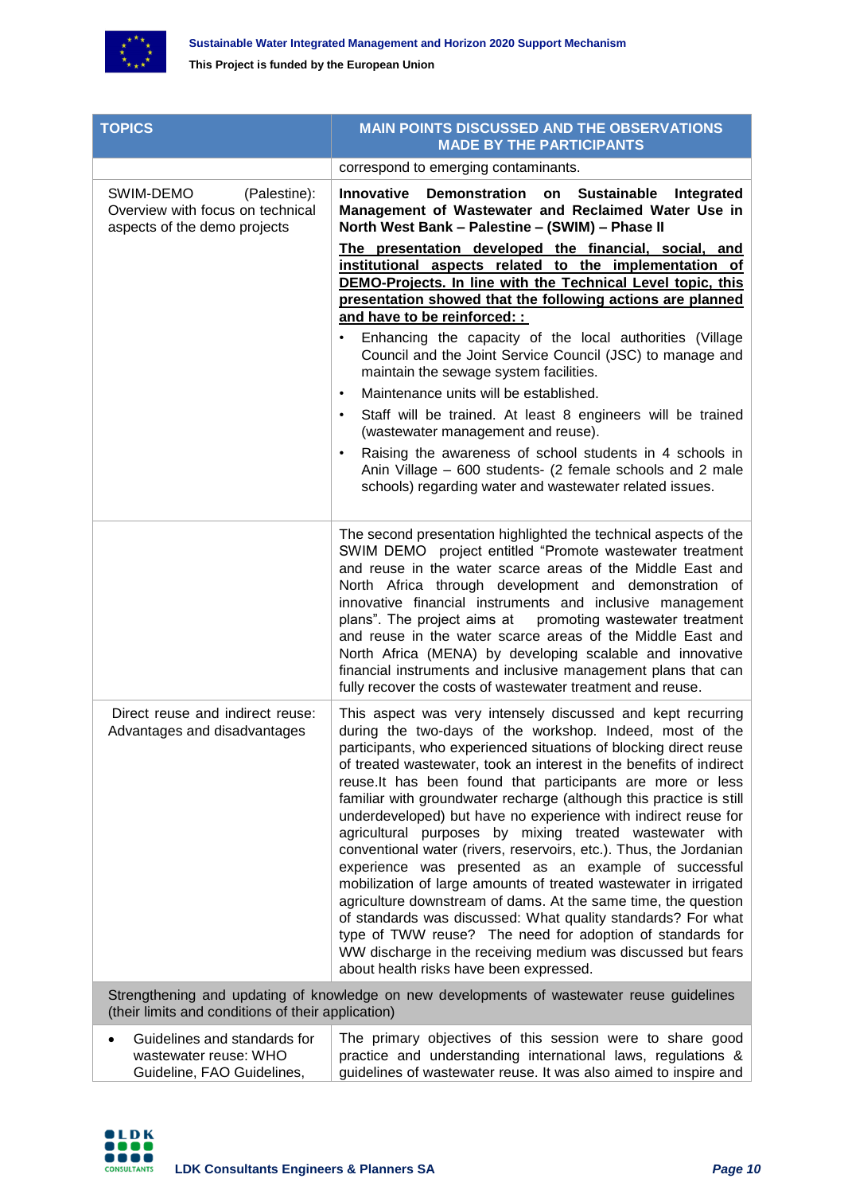| TOPICS | MAIN POINTS DISCUSSED AND THE OBSERVATIONS MADE BY THE PARTICIPANTS |
|---|---|
| | correspond to emerging contaminants. |
| SWIM-DEMO (Palestine): Overview with focus on technical aspects of the demo projects | **Innovative Demonstration on Sustainable Integrated Management of Wastewater and Reclaimed Water Use in North West Bank – Palestine – (SWIM) – Phase II**<br><br>**<u>The presentation developed the financial, social, and institutional aspects related to the implementation of DEMO-Projects. In line with the Technical Level topic, this presentation showed that the following actions are planned and have to be reinforced: :</u>**<br><br>• Enhancing the capacity of the local authorities (Village Council and the Joint Service Council (JSC) to manage and maintain the sewage system facilities.<br>• Maintenance units will be established.<br>• Staff will be trained. At least 8 engineers will be trained (wastewater management and reuse).<br>• Raising the awareness of school students in 4 schools in Anin Village – 600 students- (2 female schools and 2 male schools) regarding water and wastewater related issues. |
| | The second presentation highlighted the technical aspects of the SWIM DEMO project entitled "Promote wastewater treatment and reuse in the water scarce areas of the Middle East and North Africa through development and demonstration of innovative financial instruments and inclusive management plans". The project aims at promoting wastewater treatment and reuse in the water scarce areas of the Middle East and North Africa (MENA) by developing scalable and innovative financial instruments and inclusive management plans that can fully recover the costs of wastewater treatment and reuse. |
| Direct reuse and indirect reuse: Advantages and disadvantages | This aspect was very intensely discussed and kept recurring during the two-days of the workshop. Indeed, most of the participants, who experienced situations of blocking direct reuse of treated wastewater, took an interest in the benefits of indirect reuse.It has been found that participants are more or less familiar with groundwater recharge (although this practice is still underdeveloped) but have no experience with indirect reuse for agricultural purposes by mixing treated wastewater with conventional water (rivers, reservoirs, etc.). Thus, the Jordanian experience was presented as an example of successful mobilization of large amounts of treated wastewater in irrigated agriculture downstream of dams. At the same time, the question of standards was discussed: What quality standards? For what type of TWW reuse? The need for adoption of standards for WW discharge in the receiving medium was discussed but fears about health risks have been expressed. |
| Strengthening and updating of knowledge on new developments of wastewater reuse guidelines (their limits and conditions of their application) | |
| • Guidelines and standards for wastewater reuse: WHO Guideline, FAO Guidelines, | The primary objectives of this session were to share good practice and understanding international laws, regulations & guidelines of wastewater reuse. It was also aimed to inspire and |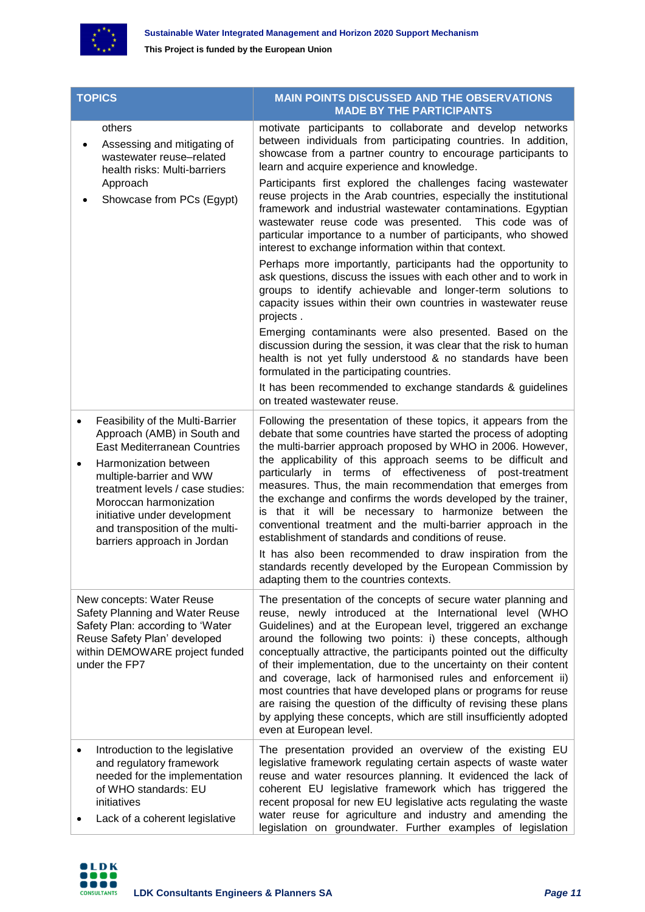| TOPICS | MAIN POINTS DISCUSSED AND THE OBSERVATIONS MADE BY THE PARTICIPANTS |
|---|---|
| others<br>• Assessing and mitigating of wastewater reuse–related health risks: Multi-barriers Approach<br>• Showcase from PCs (Egypt) | motivate participants to collaborate and develop networks between individuals from participating countries. In addition, showcase from a partner country to encourage participants to learn and acquire experience and knowledge.<br><br>Participants first explored the challenges facing wastewater reuse projects in the Arab countries, especially the institutional framework and industrial wastewater contaminations. Egyptian wastewater reuse code was presented. This code was of particular importance to a number of participants, who showed interest to exchange information within that context.<br><br>Perhaps more importantly, participants had the opportunity to ask questions, discuss the issues with each other and to work in groups to identify achievable and longer-term solutions to capacity issues within their own countries in wastewater reuse projects .<br><br>Emerging contaminants were also presented. Based on the discussion during the session, it was clear that the risk to human health is not yet fully understood & no standards have been formulated in the participating countries.<br><br>It has been recommended to exchange standards & guidelines on treated wastewater reuse. |
| • Feasibility of the Multi-Barrier Approach (AMB) in South and East Mediterranean Countries<br>• Harmonization between multiple-barrier and WW treatment levels / case studies: Moroccan harmonization initiative under development and transposition of the multi-barriers approach in Jordan | Following the presentation of these topics, it appears from the debate that some countries have started the process of adopting the multi-barrier approach proposed by WHO in 2006. However, the applicability of this approach seems to be difficult and particularly in terms of effectiveness of post-treatment measures. Thus, the main recommendation that emerges from the exchange and confirms the words developed by the trainer, is that it will be necessary to harmonize between the conventional treatment and the multi-barrier approach in the establishment of standards and conditions of reuse.<br><br>It has also been recommended to draw inspiration from the standards recently developed by the European Commission by adapting them to the countries contexts. |
| New concepts: Water Reuse Safety Planning and Water Reuse Safety Plan: according to 'Water Reuse Safety Plan' developed within DEMOWARE project funded under the FP7 | The presentation of the concepts of secure water planning and reuse, newly introduced at the International level (WHO Guidelines) and at the European level, triggered an exchange around the following two points: i) these concepts, although conceptually attractive, the participants pointed out the difficulty of their implementation, due to the uncertainty on their content and coverage, lack of harmonised rules and enforcement ii) most countries that have developed plans or programs for reuse are raising the question of the difficulty of revising these plans by applying these concepts, which are still insufficiently adopted even at European level. |
| • Introduction to the legislative and regulatory framework needed for the implementation of WHO standards: EU initiatives<br>• Lack of a coherent legislative | The presentation provided an overview of the existing EU legislative framework regulating certain aspects of waste water reuse and water resources planning. It evidenced the lack of coherent EU legislative framework which has triggered the recent proposal for new EU legislative acts regulating the waste water reuse for agriculture and industry and amending the legislation on groundwater. Further examples of legislation |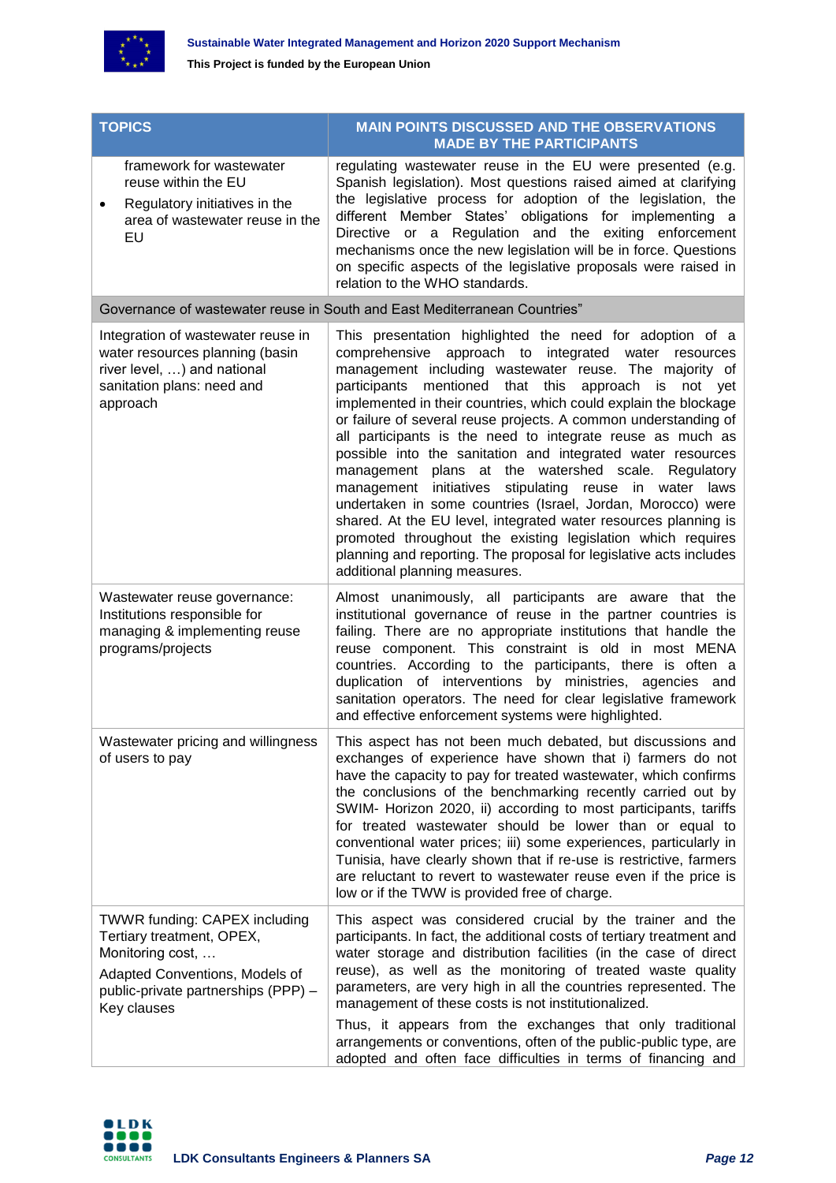| TOPICS | MAIN POINTS DISCUSSED AND THE OBSERVATIONS MADE BY THE PARTICIPANTS |
|---|---|
| framework for wastewater reuse within the EU<br>• Regulatory initiatives in the area of wastewater reuse in the EU | regulating wastewater reuse in the EU were presented (e.g. Spanish legislation). Most questions raised aimed at clarifying the legislative process for adoption of the legislation, the different Member States' obligations for implementing a Directive or a Regulation and the exiting enforcement mechanisms once the new legislation will be in force. Questions on specific aspects of the legislative proposals were raised in relation to the WHO standards. |
| Governance of wastewater reuse in South and East Mediterranean Countries" | |
| Integration of wastewater reuse in water resources planning (basin river level, …) and national sanitation plans: need and approach | This presentation highlighted the need for adoption of a comprehensive approach to integrated water resources management including wastewater reuse. The majority of participants mentioned that this approach is not yet implemented in their countries, which could explain the blockage or failure of several reuse projects. A common understanding of all participants is the need to integrate reuse as much as possible into the sanitation and integrated water resources management plans at the watershed scale. Regulatory management initiatives stipulating reuse in water laws undertaken in some countries (Israel, Jordan, Morocco) were shared. At the EU level, integrated water resources planning is promoted throughout the existing legislation which requires planning and reporting. The proposal for legislative acts includes additional planning measures. |
| Wastewater reuse governance: Institutions responsible for managing & implementing reuse programs/projects | Almost unanimously, all participants are aware that the institutional governance of reuse in the partner countries is failing. There are no appropriate institutions that handle the reuse component. This constraint is old in most MENA countries. According to the participants, there is often a duplication of interventions by ministries, agencies and sanitation operators. The need for clear legislative framework and effective enforcement systems were highlighted. |
| Wastewater pricing and willingness of users to pay | This aspect has not been much debated, but discussions and exchanges of experience have shown that i) farmers do not have the capacity to pay for treated wastewater, which confirms the conclusions of the benchmarking recently carried out by SWIM- Horizon 2020, ii) according to most participants, tariffs for treated wastewater should be lower than or equal to conventional water prices; iii) some experiences, particularly in Tunisia, have clearly shown that if re-use is restrictive, farmers are reluctant to revert to wastewater reuse even if the price is low or if the TWW is provided free of charge. |
| TWWR funding: CAPEX including Tertiary treatment, OPEX, Monitoring cost, …<br>Adapted Conventions, Models of public-private partnerships (PPP) – Key clauses | This aspect was considered crucial by the trainer and the participants. In fact, the additional costs of tertiary treatment and water storage and distribution facilities (in the case of direct reuse), as well as the monitoring of treated waste quality parameters, are very high in all the countries represented. The management of these costs is not institutionalized.<br>Thus, it appears from the exchanges that only traditional arrangements or conventions, often of the public-public type, are adopted and often face difficulties in terms of financing and |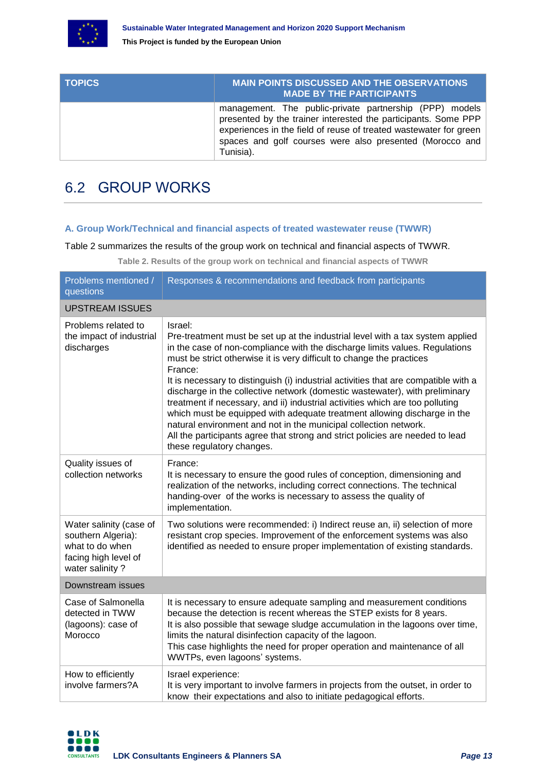| TOPICS | MAIN POINTS DISCUSSED AND THE OBSERVATIONS MADE BY THE PARTICIPANTS |
|---|---|
| | management. The public-private partnership (PPP) models presented by the trainer interested the participants. Some PPP experiences in the field of reuse of treated wastewater for green spaces and golf courses were also presented (Morocco and Tunisia). |

## 6.2 GROUP WORKS

### A. Group Work/Technical and financial aspects of treated wastewater reuse (TWWR)

Table 2 summarizes the results of the group work on technical and financial aspects of TWWR.

**Table 2. Results of the group work on technical and financial aspects of TWWR**

| Problems mentioned / questions | Responses & recommendations and feedback from participants |
|---|---|
| UPSTREAM ISSUES | |
| Problems related to the impact of industrial discharges | Israel:<br>Pre-treatment must be set up at the industrial level with a tax system applied in the case of non-compliance with the discharge limits values. Regulations must be strict otherwise it is very difficult to change the practices<br>France:<br>It is necessary to distinguish (i) industrial activities that are compatible with a discharge in the collective network (domestic wastewater), with preliminary treatment if necessary, and ii) industrial activities which are too polluting which must be equipped with adequate treatment allowing discharge in the natural environment and not in the municipal collection network.<br>All the participants agree that strong and strict policies are needed to lead these regulatory changes. |
| Quality issues of collection networks | France:<br>It is necessary to ensure the good rules of conception, dimensioning and realization of the networks, including correct connections. The technical handing-over of the works is necessary to assess the quality of implementation. |
| Water salinity (case of southern Algeria): what to do when facing high level of water salinity ? | Two solutions were recommended: i) Indirect reuse an, ii) selection of more resistant crop species. Improvement of the enforcement systems was also identified as needed to ensure proper implementation of existing standards. |
| Downstream issues | |
| Case of Salmonella detected in TWW (lagoons): case of Morocco | It is necessary to ensure adequate sampling and measurement conditions because the detection is recent whereas the STEP exists for 8 years.<br>It is also possible that sewage sludge accumulation in the lagoons over time, limits the natural disinfection capacity of the lagoon.<br>This case highlights the need for proper operation and maintenance of all WWTPs, even lagoons' systems. |
| How to efficiently involve farmers?A | Israel experience:<br>It is very important to involve farmers in projects from the outset, in order to know their expectations and also to initiate pedagogical efforts. |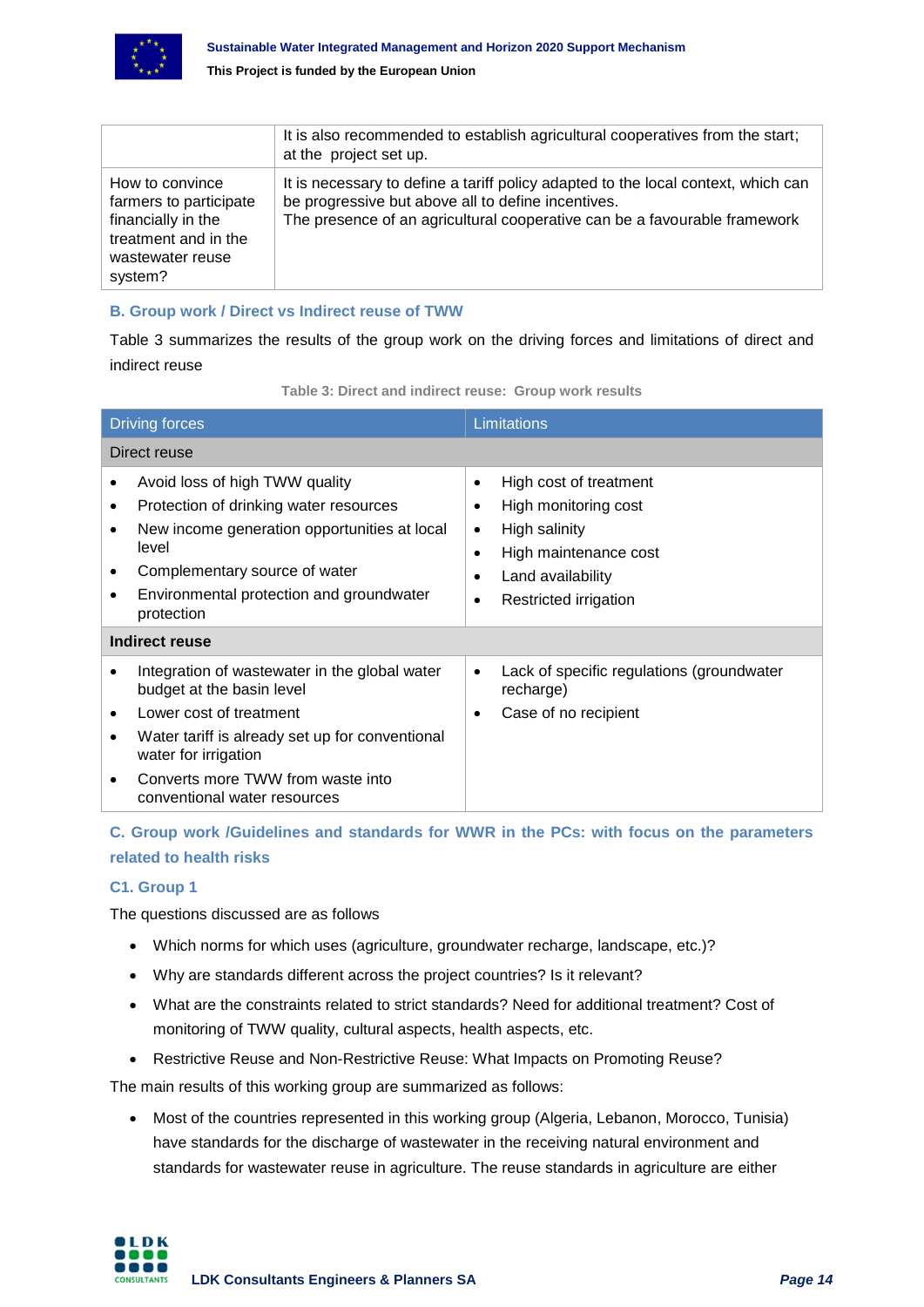| | |
|---|---|
| | It is also recommended to establish agricultural cooperatives from the start; at the project set up. |
| How to convince farmers to participate financially in the treatment and in the wastewater reuse system? | It is necessary to define a tariff policy adapted to the local context, which can be progressive but above all to define incentives.<br>The presence of an agricultural cooperative can be a favourable framework |

### B. Group work / Direct vs Indirect reuse of TWW

Table 3 summarizes the results of the group work on the driving forces and limitations of direct and indirect reuse

Table 3: Direct and indirect reuse: Group work results

| Driving forces | Limitations |
|---|---|
| **Direct reuse** | |
| • Avoid loss of high TWW quality<br>• Protection of drinking water resources<br>• New income generation opportunities at local level<br>• Complementary source of water<br>• Environmental protection and groundwater protection | • High cost of treatment<br>• High monitoring cost<br>• High salinity<br>• High maintenance cost<br>• Land availability<br>• Restricted irrigation |
| **Indirect reuse** | |
| • Integration of wastewater in the global water budget at the basin level<br>• Lower cost of treatment<br>• Water tariff is already set up for conventional water for irrigation<br>• Converts more TWW from waste into conventional water resources | • Lack of specific regulations (groundwater recharge)<br>• Case of no recipient |

### C. Group work /Guidelines and standards for WWR in the PCs: with focus on the parameters related to health risks

#### C1. Group 1

The questions discussed are as follows

- Which norms for which uses (agriculture, groundwater recharge, landscape, etc.)?
- Why are standards different across the project countries? Is it relevant?
- What are the constraints related to strict standards? Need for additional treatment? Cost of monitoring of TWW quality, cultural aspects, health aspects, etc.
- Restrictive Reuse and Non-Restrictive Reuse: What Impacts on Promoting Reuse?

The main results of this working group are summarized as follows:

- Most of the countries represented in this working group (Algeria, Lebanon, Morocco, Tunisia) have standards for the discharge of wastewater in the receiving natural environment and standards for wastewater reuse in agriculture. The reuse standards in agriculture are either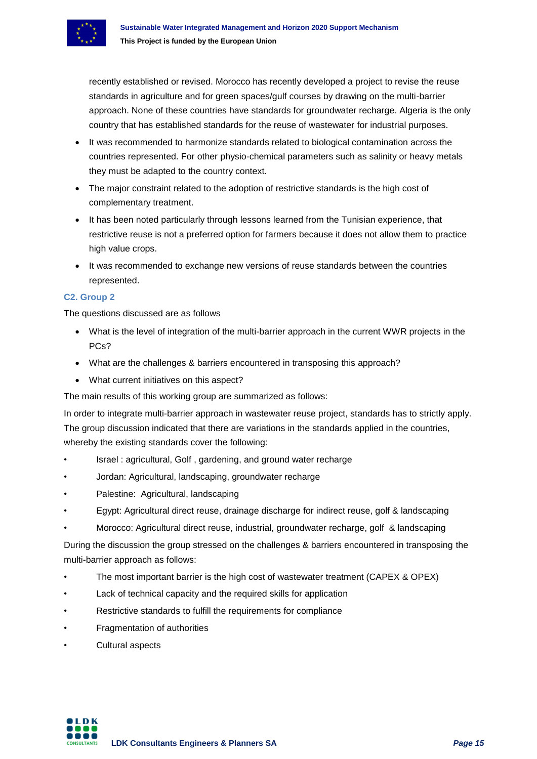recently established or revised. Morocco has recently developed a project to revise the reuse standards in agriculture and for green spaces/gulf courses by drawing on the multi-barrier approach. None of these countries have standards for groundwater recharge. Algeria is the only country that has established standards for the reuse of wastewater for industrial purposes.

- It was recommended to harmonize standards related to biological contamination across the countries represented. For other physio-chemical parameters such as salinity or heavy metals they must be adapted to the country context.
- The major constraint related to the adoption of restrictive standards is the high cost of complementary treatment.
- It has been noted particularly through lessons learned from the Tunisian experience, that restrictive reuse is not a preferred option for farmers because it does not allow them to practice high value crops.
- It was recommended to exchange new versions of reuse standards between the countries represented.

### C2. Group 2

The questions discussed are as follows

- What is the level of integration of the multi-barrier approach in the current WWR projects in the PCs?
- What are the challenges & barriers encountered in transposing this approach?
- What current initiatives on this aspect?

The main results of this working group are summarized as follows:

In order to integrate multi-barrier approach in wastewater reuse project, standards has to strictly apply. The group discussion indicated that there are variations in the standards applied in the countries, whereby the existing standards cover the following:

- Israel : agricultural, Golf , gardening, and ground water recharge
- Jordan: Agricultural, landscaping, groundwater recharge
- Palestine: Agricultural, landscaping
- Egypt: Agricultural direct reuse, drainage discharge for indirect reuse, golf & landscaping
- Morocco: Agricultural direct reuse, industrial, groundwater recharge, golf & landscaping

During the discussion the group stressed on the challenges & barriers encountered in transposing the multi-barrier approach as follows:

- The most important barrier is the high cost of wastewater treatment (CAPEX & OPEX)
- Lack of technical capacity and the required skills for application
- Restrictive standards to fulfill the requirements for compliance
- Fragmentation of authorities
- Cultural aspects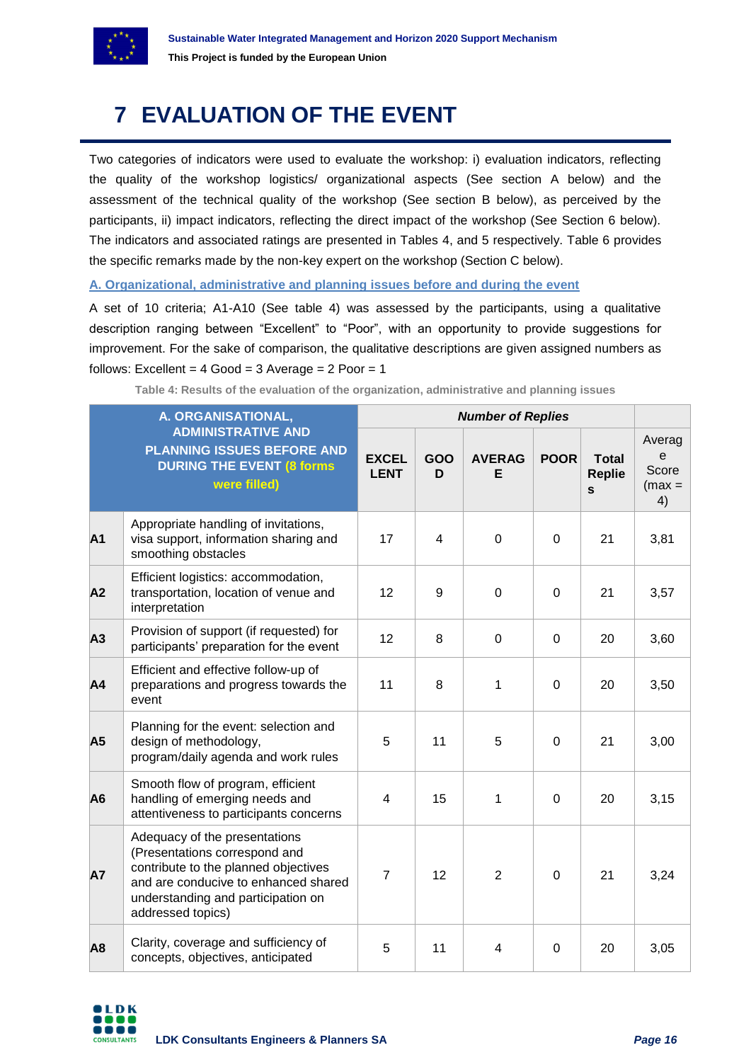# 7 EVALUATION OF THE EVENT

Two categories of indicators were used to evaluate the workshop: i) evaluation indicators, reflecting the quality of the workshop logistics/ organizational aspects (See section A below) and the assessment of the technical quality of the workshop (See section B below), as perceived by the participants, ii) impact indicators, reflecting the direct impact of the workshop (See Section 6 below). The indicators and associated ratings are presented in Tables 4, and 5 respectively. Table 6 provides the specific remarks made by the non-key expert on the workshop (Section C below).

**A. Organizational, administrative and planning issues before and during the event**

A set of 10 criteria; A1-A10 (See table 4) was assessed by the participants, using a qualitative description ranging between "Excellent" to "Poor", with an opportunity to provide suggestions for improvement. For the sake of comparison, the qualitative descriptions are given assigned numbers as follows: Excellent = 4 Good = 3 Average = 2 Poor = 1

Table 4: Results of the evaluation of the organization, administrative and planning issues

| A. ORGANISATIONAL, ADMINISTRATIVE AND PLANNING ISSUES BEFORE AND DURING THE EVENT (8 forms were filled) | | Number of Replies | | | | | |
|---|---|---|---|---|---|---|---|
| | | EXCELLENT | GOOD | AVERAGE | POOR | Total Replies | Average Score (max = 4) |
| A1 | Appropriate handling of invitations, visa support, information sharing and smoothing obstacles | 17 | 4 | 0 | 0 | 21 | 3,81 |
| A2 | Efficient logistics: accommodation, transportation, location of venue and interpretation | 12 | 9 | 0 | 0 | 21 | 3,57 |
| A3 | Provision of support (if requested) for participants' preparation for the event | 12 | 8 | 0 | 0 | 20 | 3,60 |
| A4 | Efficient and effective follow-up of preparations and progress towards the event | 11 | 8 | 1 | 0 | 20 | 3,50 |
| A5 | Planning for the event: selection and design of methodology, program/daily agenda and work rules | 5 | 11 | 5 | 0 | 21 | 3,00 |
| A6 | Smooth flow of program, efficient handling of emerging needs and attentiveness to participants concerns | 4 | 15 | 1 | 0 | 20 | 3,15 |
| A7 | Adequacy of the presentations (Presentations correspond and contribute to the planned objectives and are conducive to enhanced shared understanding and participation on addressed topics) | 7 | 12 | 2 | 0 | 21 | 3,24 |
| A8 | Clarity, coverage and sufficiency of concepts, objectives, anticipated | 5 | 11 | 4 | 0 | 20 | 3,05 |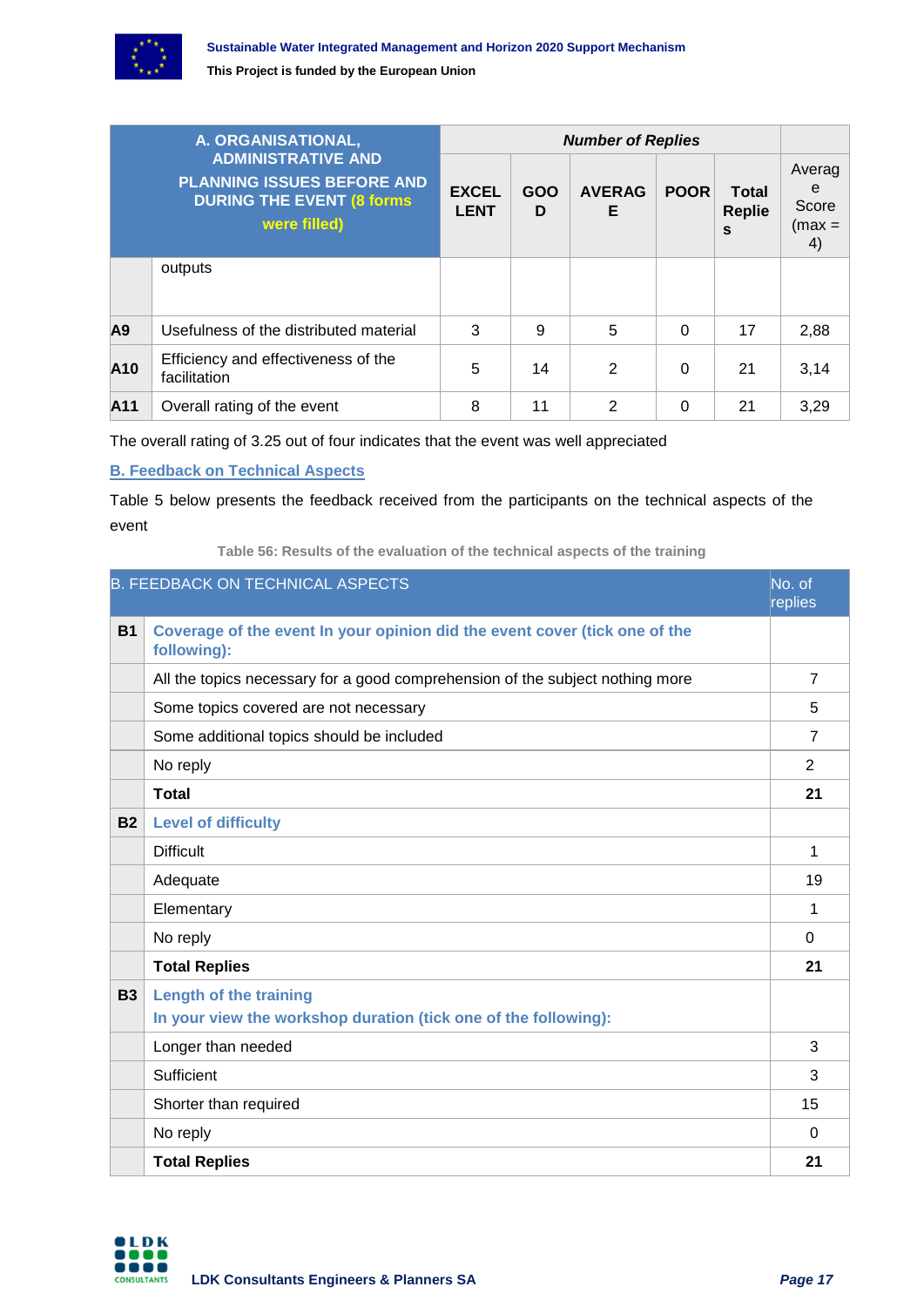| | A. ORGANISATIONAL, ADMINISTRATIVE AND PLANNING ISSUES BEFORE AND DURING THE EVENT (8 forms were filled) | Number of Replies | | | | | |
|---|---|---|---|---|---|---|---|
| | | EXCELLENT | GOOD | AVERAGE | POOR | Total Replies | Average Score (max = 4) |
| | outputs | | | | | | |
| **A9** | Usefulness of the distributed material | 3 | 9 | 5 | 0 | 17 | 2,88 |
| **A10** | Efficiency and effectiveness of the facilitation | 5 | 14 | 2 | 0 | 21 | 3,14 |
| **A11** | Overall rating of the event | 8 | 11 | 2 | 0 | 21 | 3,29 |

The overall rating of 3.25 out of four indicates that the event was well appreciated

## B. Feedback on Technical Aspects

Table 5 below presents the feedback received from the participants on the technical aspects of the event

**Table 56: Results of the evaluation of the technical aspects of the training**

| B. FEEDBACK ON TECHNICAL ASPECTS | | No. of replies |
|---|---|---|
| **B1** | **Coverage of the event In your opinion did the event cover (tick one of the following):** | |
| | All the topics necessary for a good comprehension of the subject nothing more | 7 |
| | Some topics covered are not necessary | 5 |
| | Some additional topics should be included | 7 |
| | No reply | 2 |
| | **Total** | **21** |
| **B2** | **Level of difficulty** | |
| | Difficult | 1 |
| | Adequate | 19 |
| | Elementary | 1 |
| | No reply | 0 |
| | **Total Replies** | **21** |
| **B3** | **Length of the training** <br> **In your view the workshop duration (tick one of the following):** | |
| | Longer than needed | 3 |
| | Sufficient | 3 |
| | Shorter than required | 15 |
| | No reply | 0 |
| | **Total Replies** | **21** |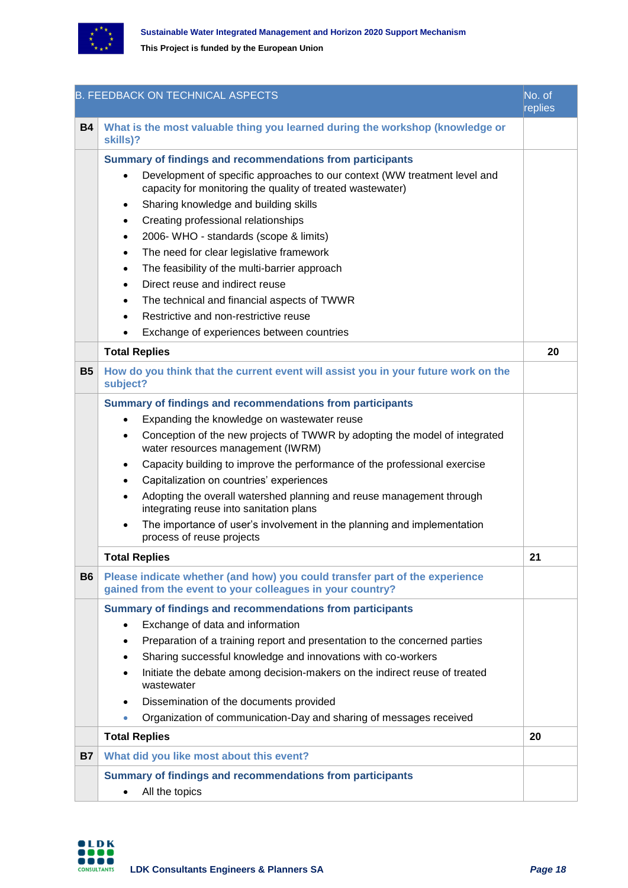| B. FEEDBACK ON TECHNICAL ASPECTS | | No. of replies |
|---|---|---|
| **B4** | **What is the most valuable thing you learned during the workshop (knowledge or skills)?** | |
| | **Summary of findings and recommendations from participants**<br>• Development of specific approaches to our context (WW treatment level and capacity for monitoring the quality of treated wastewater)<br>• Sharing knowledge and building skills<br>• Creating professional relationships<br>• 2006- WHO - standards (scope & limits)<br>• The need for clear legislative framework<br>• The feasibility of the multi-barrier approach<br>• Direct reuse and indirect reuse<br>• The technical and financial aspects of TWWR<br>• Restrictive and non-restrictive reuse<br>• Exchange of experiences between countries | |
| | **Total Replies** | **20** |
| **B5** | **How do you think that the current event will assist you in your future work on the subject?** | |
| | **Summary of findings and recommendations from participants**<br>• Expanding the knowledge on wastewater reuse<br>• Conception of the new projects of TWWR by adopting the model of integrated water resources management (IWRM)<br>• Capacity building to improve the performance of the professional exercise<br>• Capitalization on countries' experiences<br>• Adopting the overall watershed planning and reuse management through integrating reuse into sanitation plans<br>• The importance of user's involvement in the planning and implementation process of reuse projects | |
| | **Total Replies** | **21** |
| **B6** | **Please indicate whether (and how) you could transfer part of the experience gained from the event to your colleagues in your country?** | |
| | **Summary of findings and recommendations from participants**<br>• Exchange of data and information<br>• Preparation of a training report and presentation to the concerned parties<br>• Sharing successful knowledge and innovations with co-workers<br>• Initiate the debate among decision-makers on the indirect reuse of treated wastewater<br>• Dissemination of the documents provided<br>• Organization of communication-Day and sharing of messages received | |
| | **Total Replies** | **20** |
| **B7** | **What did you like most about this event?** | |
| | **Summary of findings and recommendations from participants**<br>• All the topics | |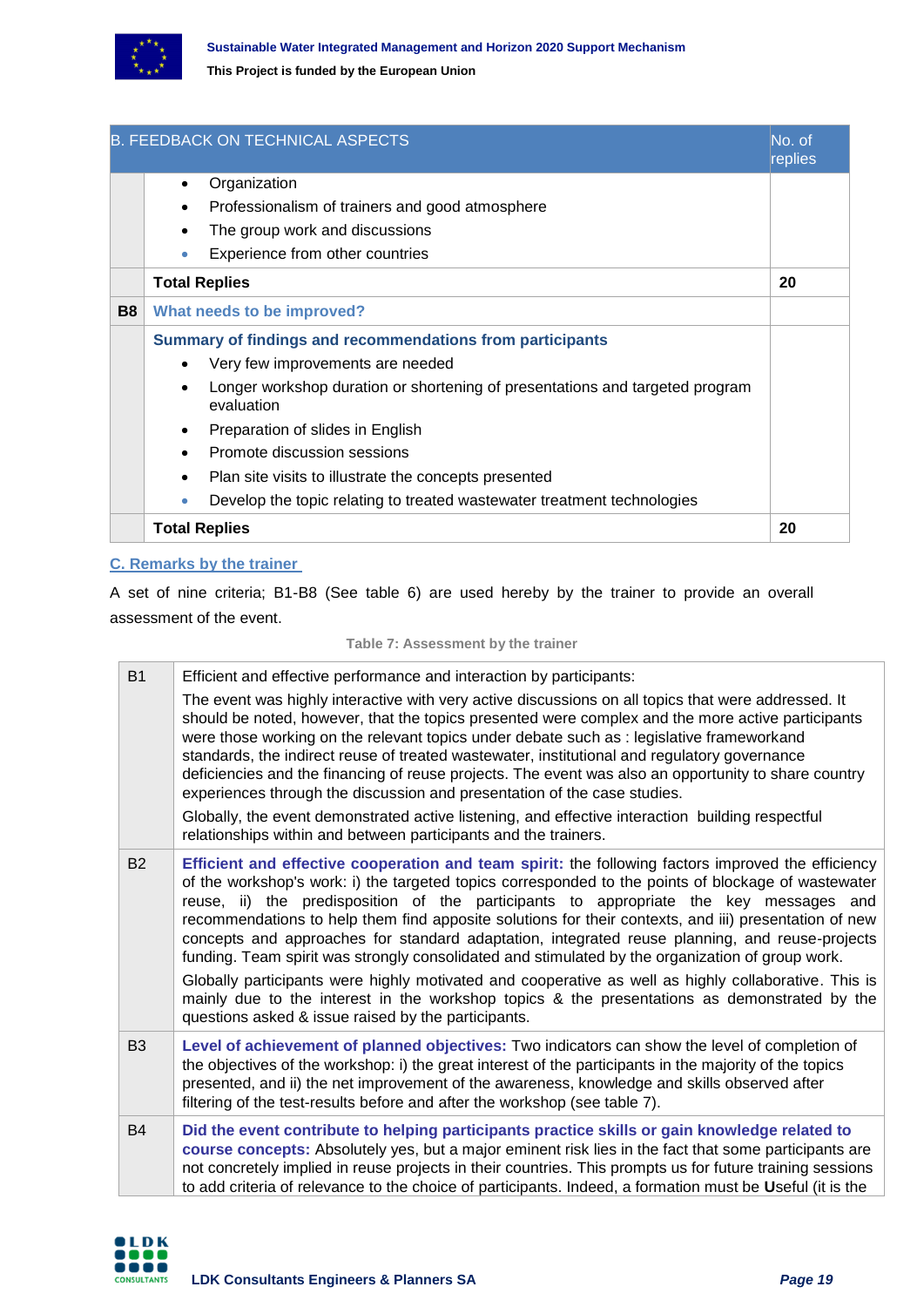| B. FEEDBACK ON TECHNICAL ASPECTS | | No. of replies |
|---|---|---|
| | • Organization<br>• Professionalism of trainers and good atmosphere<br>• The group work and discussions<br>• Experience from other countries | |
| | **Total Replies** | **20** |
| **B8** | **What needs to be improved?** | |
| | **Summary of findings and recommendations from participants**<br>• Very few improvements are needed<br>• Longer workshop duration or shortening of presentations and targeted program evaluation<br>• Preparation of slides in English<br>• Promote discussion sessions<br>• Plan site visits to illustrate the concepts presented<br>• Develop the topic relating to treated wastewater treatment technologies | |
| | **Total Replies** | **20** |

## C. Remarks by the trainer

A set of nine criteria; B1-B8 (See table 6) are used hereby by the trainer to provide an overall assessment of the event.

**Table 7: Assessment by the trainer**

| | |
|---|---|
| B1 | Efficient and effective performance and interaction by participants:<br>The event was highly interactive with very active discussions on all topics that were addressed. It should be noted, however, that the topics presented were complex and the more active participants were those working on the relevant topics under debate such as : legislative frameworkand standards, the indirect reuse of treated wastewater, institutional and regulatory governance deficiencies and the financing of reuse projects. The event was also an opportunity to share country experiences through the discussion and presentation of the case studies.<br>Globally, the event demonstrated active listening, and effective interaction building respectful relationships within and between participants and the trainers. |
| B2 | **Efficient and effective cooperation and team spirit:** the following factors improved the efficiency of the workshop's work: i) the targeted topics corresponded to the points of blockage of wastewater reuse, ii) the predisposition of the participants to appropriate the key messages and recommendations to help them find apposite solutions for their contexts, and iii) presentation of new concepts and approaches for standard adaptation, integrated reuse planning, and reuse-projects funding. Team spirit was strongly consolidated and stimulated by the organization of group work.<br>Globally participants were highly motivated and cooperative as well as highly collaborative. This is mainly due to the interest in the workshop topics & the presentations as demonstrated by the questions asked & issue raised by the participants. |
| B3 | **Level of achievement of planned objectives:** Two indicators can show the level of completion of the objectives of the workshop: i) the great interest of the participants in the majority of the topics presented, and ii) the net improvement of the awareness, knowledge and skills observed after filtering of the test-results before and after the workshop (see table 7). |
| B4 | **Did the event contribute to helping participants practice skills or gain knowledge related to course concepts:** Absolutely yes, but a major eminent risk lies in the fact that some participants are not concretely implied in reuse projects in their countries. This prompts us for future training sessions to add criteria of relevance to the choice of participants. Indeed, a formation must be **U**seful (it is the |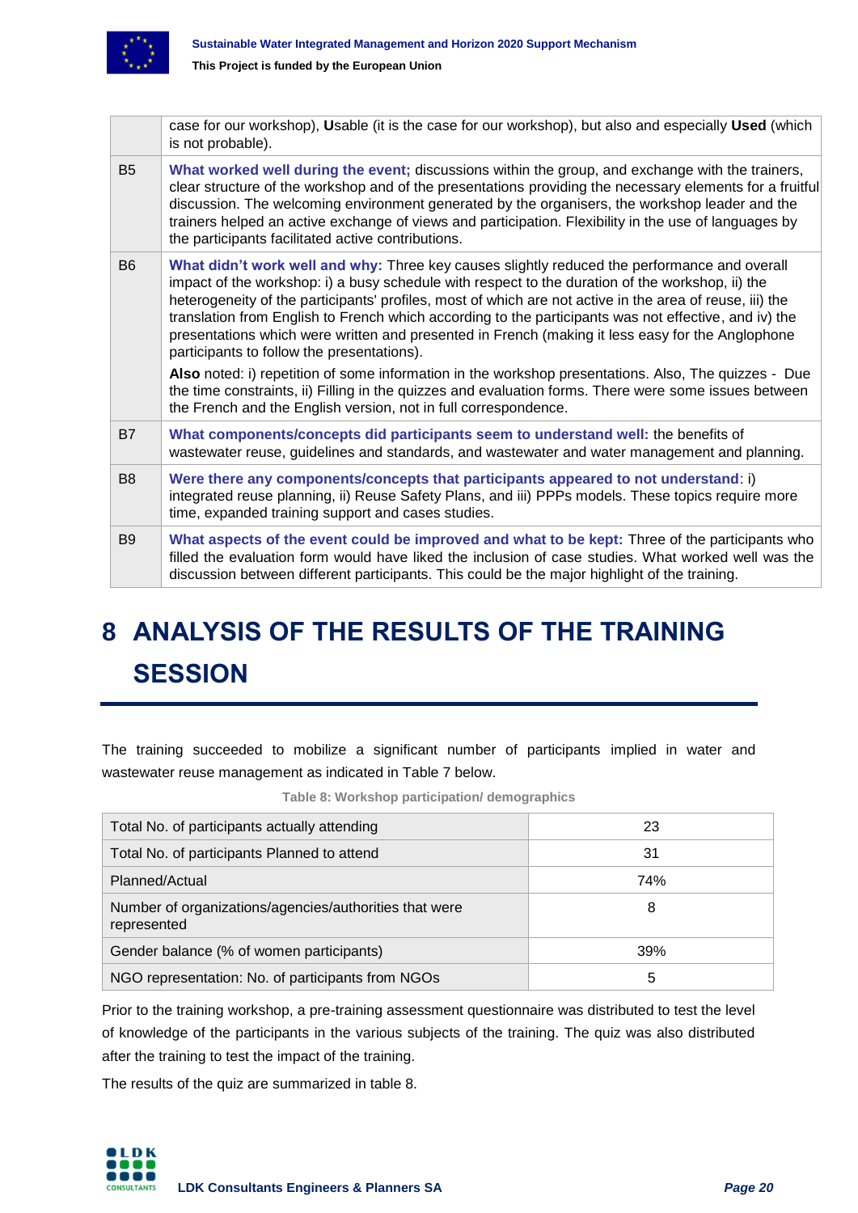|  | case for our workshop), **U**sable (it is the case for our workshop), but also and especially **Used** (which is not probable). |
|---|---|
| B5 | **What worked well during the event;** discussions within the group, and exchange with the trainers, clear structure of the workshop and of the presentations providing the necessary elements for a fruitful discussion. The welcoming environment generated by the organisers, the workshop leader and the trainers helped an active exchange of views and participation. Flexibility in the use of languages by the participants facilitated active contributions. |
| B6 | **What didn't work well and why:** Three key causes slightly reduced the performance and overall impact of the workshop: i) a busy schedule with respect to the duration of the workshop, ii) the heterogeneity of the participants' profiles, most of which are not active in the area of reuse, iii) the translation from English to French which according to the participants was not effective, and iv) the presentations which were written and presented in French (making it less easy for the Anglophone participants to follow the presentations).<br><br>**Also** noted: i) repetition of some information in the workshop presentations. Also, The quizzes - Due the time constraints, ii) Filling in the quizzes and evaluation forms. There were some issues between the French and the English version, not in full correspondence. |
| B7 | **What components/concepts did participants seem to understand well:** the benefits of wastewater reuse, guidelines and standards, and wastewater and water management and planning. |
| B8 | **Were there any components/concepts that participants appeared to not understand**: i) integrated reuse planning, ii) Reuse Safety Plans, and iii) PPPs models. These topics require more time, expanded training support and cases studies. |
| B9 | **What aspects of the event could be improved and what to be kept:** Three of the participants who filled the evaluation form would have liked the inclusion of case studies. What worked well was the discussion between different participants. This could be the major highlight of the training. |

# 8 ANALYSIS OF THE RESULTS OF THE TRAINING SESSION

The training succeeded to mobilize a significant number of participants implied in water and wastewater reuse management as indicated in Table 7 below.

**Table 8: Workshop participation/ demographics**

| Total No. of participants actually attending | 23 |
|---|---|
| Total No. of participants Planned to attend | 31 |
| Planned/Actual | 74% |
| Number of organizations/agencies/authorities that were represented | 8 |
| Gender balance (% of women participants) | 39% |
| NGO representation: No. of participants from NGOs | 5 |

Prior to the training workshop, a pre-training assessment questionnaire was distributed to test the level of knowledge of the participants in the various subjects of the training. The quiz was also distributed after the training to test the impact of the training.

The results of the quiz are summarized in table 8.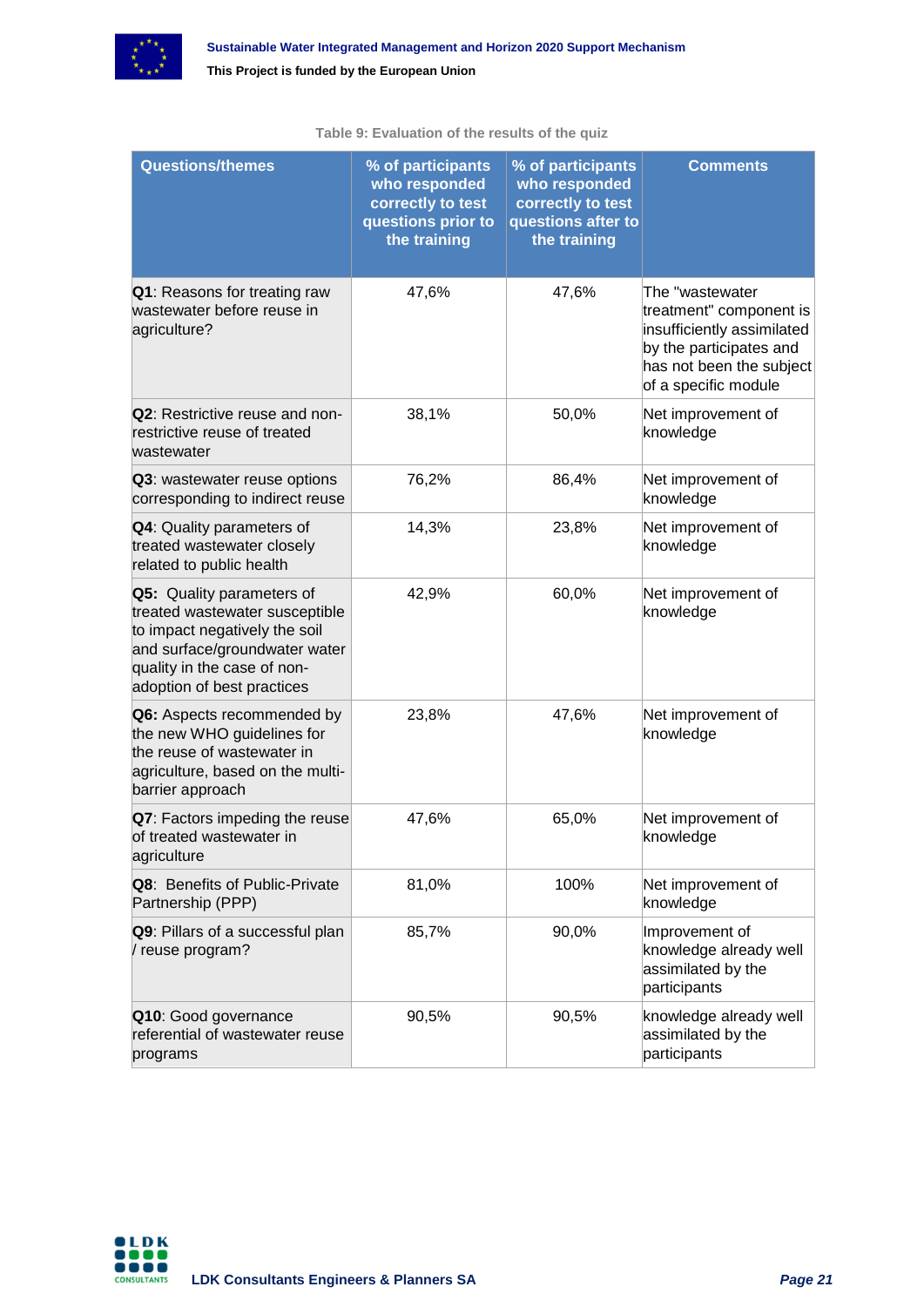Table 9: Evaluation of the results of the quiz

| Questions/themes | % of participants who responded correctly to test questions prior to the training | % of participants who responded correctly to test questions after to the training | Comments |
|---|---|---|---|
| **Q1**: Reasons for treating raw wastewater before reuse in agriculture? | 47,6% | 47,6% | The "wastewater treatment" component is insufficiently assimilated by the participants and has not been the subject of a specific module |
| **Q2**: Restrictive reuse and non-restrictive reuse of treated wastewater | 38,1% | 50,0% | Net improvement of knowledge |
| **Q3**: wastewater reuse options corresponding to indirect reuse | 76,2% | 86,4% | Net improvement of knowledge |
| **Q4**: Quality parameters of treated wastewater closely related to public health | 14,3% | 23,8% | Net improvement of knowledge |
| **Q5:** Quality parameters of treated wastewater susceptible to impact negatively the soil and surface/groundwater water quality in the case of non-adoption of best practices | 42,9% | 60,0% | Net improvement of knowledge |
| **Q6:** Aspects recommended by the new WHO guidelines for the reuse of wastewater in agriculture, based on the multi-barrier approach | 23,8% | 47,6% | Net improvement of knowledge |
| **Q7**: Factors impeding the reuse of treated wastewater in agriculture | 47,6% | 65,0% | Net improvement of knowledge |
| **Q8**: Benefits of Public-Private Partnership (PPP) | 81,0% | 100% | Net improvement of knowledge |
| **Q9**: Pillars of a successful plan / reuse program? | 85,7% | 90,0% | Improvement of knowledge already well assimilated by the participants |
| **Q10**: Good governance referential of wastewater reuse programs | 90,5% | 90,5% | knowledge already well assimilated by the participants |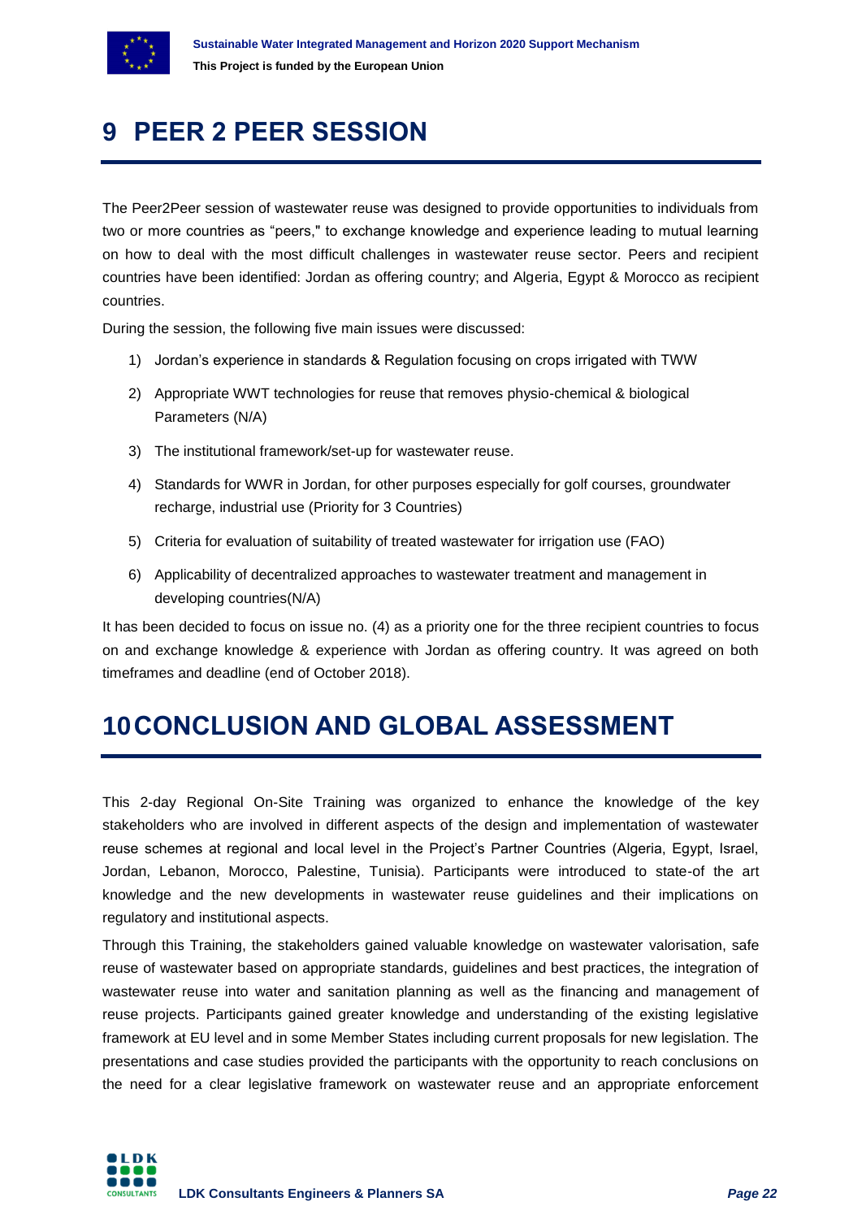# 9 PEER 2 PEER SESSION

The Peer2Peer session of wastewater reuse was designed to provide opportunities to individuals from two or more countries as "peers," to exchange knowledge and experience leading to mutual learning on how to deal with the most difficult challenges in wastewater reuse sector. Peers and recipient countries have been identified: Jordan as offering country; and Algeria, Egypt & Morocco as recipient countries.

During the session, the following five main issues were discussed:

1) Jordan's experience in standards & Regulation focusing on crops irrigated with TWW
2) Appropriate WWT technologies for reuse that removes physio-chemical & biological Parameters (N/A)
3) The institutional framework/set-up for wastewater reuse.
4) Standards for WWR in Jordan, for other purposes especially for golf courses, groundwater recharge, industrial use (Priority for 3 Countries)
5) Criteria for evaluation of suitability of treated wastewater for irrigation use (FAO)
6) Applicability of decentralized approaches to wastewater treatment and management in developing countries(N/A)

It has been decided to focus on issue no. (4) as a priority one for the three recipient countries to focus on and exchange knowledge & experience with Jordan as offering country. It was agreed on both timeframes and deadline (end of October 2018).

# 10 CONCLUSION AND GLOBAL ASSESSMENT

This 2-day Regional On-Site Training was organized to enhance the knowledge of the key stakeholders who are involved in different aspects of the design and implementation of wastewater reuse schemes at regional and local level in the Project's Partner Countries (Algeria, Egypt, Israel, Jordan, Lebanon, Morocco, Palestine, Tunisia). Participants were introduced to state-of the art knowledge and the new developments in wastewater reuse guidelines and their implications on regulatory and institutional aspects.

Through this Training, the stakeholders gained valuable knowledge on wastewater valorisation, safe reuse of wastewater based on appropriate standards, guidelines and best practices, the integration of wastewater reuse into water and sanitation planning as well as the financing and management of reuse projects. Participants gained greater knowledge and understanding of the existing legislative framework at EU level and in some Member States including current proposals for new legislation. The presentations and case studies provided the participants with the opportunity to reach conclusions on the need for a clear legislative framework on wastewater reuse and an appropriate enforcement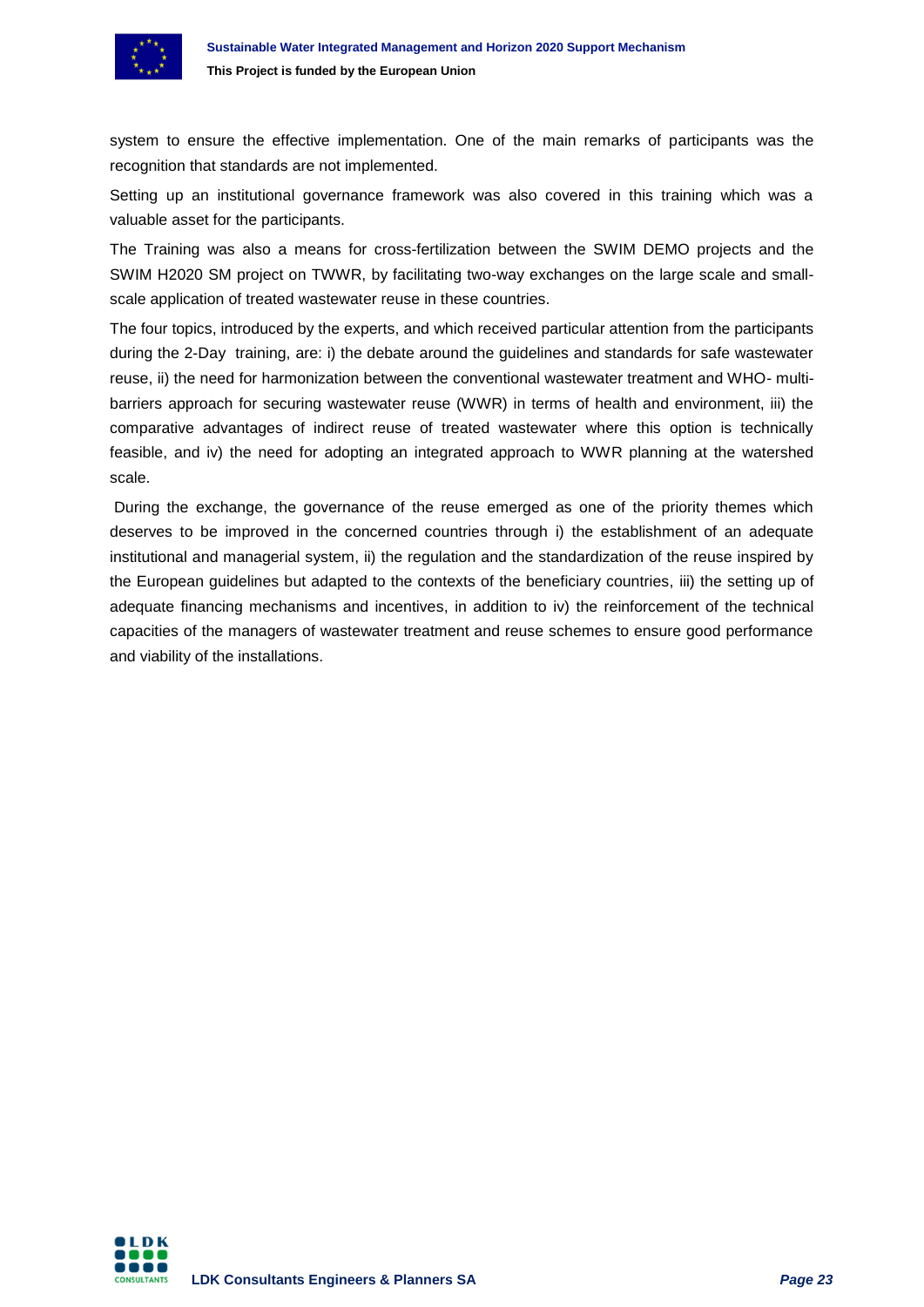system to ensure the effective implementation. One of the main remarks of participants was the recognition that standards are not implemented.

Setting up an institutional governance framework was also covered in this training which was a valuable asset for the participants.

The Training was also a means for cross-fertilization between the SWIM DEMO projects and the SWIM H2020 SM project on TWWR, by facilitating two-way exchanges on the large scale and small-scale application of treated wastewater reuse in these countries.

The four topics, introduced by the experts, and which received particular attention from the participants during the 2-Day training, are: i) the debate around the guidelines and standards for safe wastewater reuse, ii) the need for harmonization between the conventional wastewater treatment and WHO- multi-barriers approach for securing wastewater reuse (WWR) in terms of health and environment, iii) the comparative advantages of indirect reuse of treated wastewater where this option is technically feasible, and iv) the need for adopting an integrated approach to WWR planning at the watershed scale.

During the exchange, the governance of the reuse emerged as one of the priority themes which deserves to be improved in the concerned countries through i) the establishment of an adequate institutional and managerial system, ii) the regulation and the standardization of the reuse inspired by the European guidelines but adapted to the contexts of the beneficiary countries, iii) the setting up of adequate financing mechanisms and incentives, in addition to iv) the reinforcement of the technical capacities of the managers of wastewater treatment and reuse schemes to ensure good performance and viability of the installations.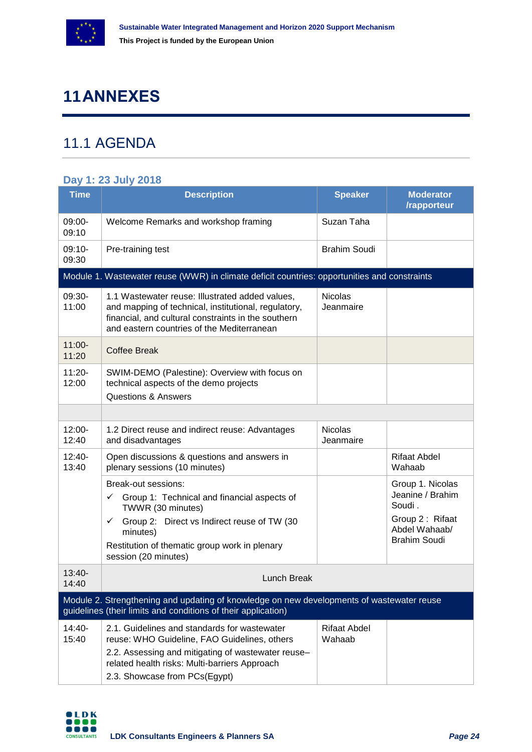# 11 ANNEXES

## 11.1 AGENDA

### Day 1: 23 July 2018

| Time | Description | Speaker | Moderator /rapporteur |
|---|---|---|---|
| 09:00-09:10 | Welcome Remarks and workshop framing | Suzan Taha | |
| 09:10-09:30 | Pre-training test | Brahim Soudi | |
| Module 1. Wastewater reuse (WWR) in climate deficit countries: opportunities and constraints | | | |
| 09:30-11:00 | 1.1 Wastewater reuse: Illustrated added values, and mapping of technical, institutional, regulatory, financial, and cultural constraints in the southern and eastern countries of the Mediterranean | Nicolas Jeanmaire | |
| 11:00-11:20 | Coffee Break | | |
| 11:20-12:00 | SWIM-DEMO (Palestine): Overview with focus on technical aspects of the demo projects<br>Questions & Answers | | |
| | | | |
| 12:00-12:40 | 1.2 Direct reuse and indirect reuse: Advantages and disadvantages | Nicolas Jeanmaire | |
| 12:40-13:40 | Open discussions & questions and answers in plenary sessions (10 minutes) | | Rifaat Abdel Wahaab |
| | Break-out sessions:<br>✓ Group 1: Technical and financial aspects of TWWR (30 minutes)<br>✓ Group 2: Direct vs Indirect reuse of TW (30 minutes)<br>Restitution of thematic group work in plenary session (20 minutes) | | Group 1. Nicolas Jeanine / Brahim Soudi .<br>Group 2 : Rifaat Abdel Wahaab/ Brahim Soudi |
| 13:40-14:40 | Lunch Break | | |
| Module 2. Strengthening and updating of knowledge on new developments of wastewater reuse guidelines (their limits and conditions of their application) | | | |
| 14:40-15:40 | 2.1. Guidelines and standards for wastewater reuse: WHO Guideline, FAO Guidelines, others<br>2.2. Assessing and mitigating of wastewater reuse–related health risks: Multi-barriers Approach<br>2.3. Showcase from PCs(Egypt) | Rifaat Abdel Wahaab | |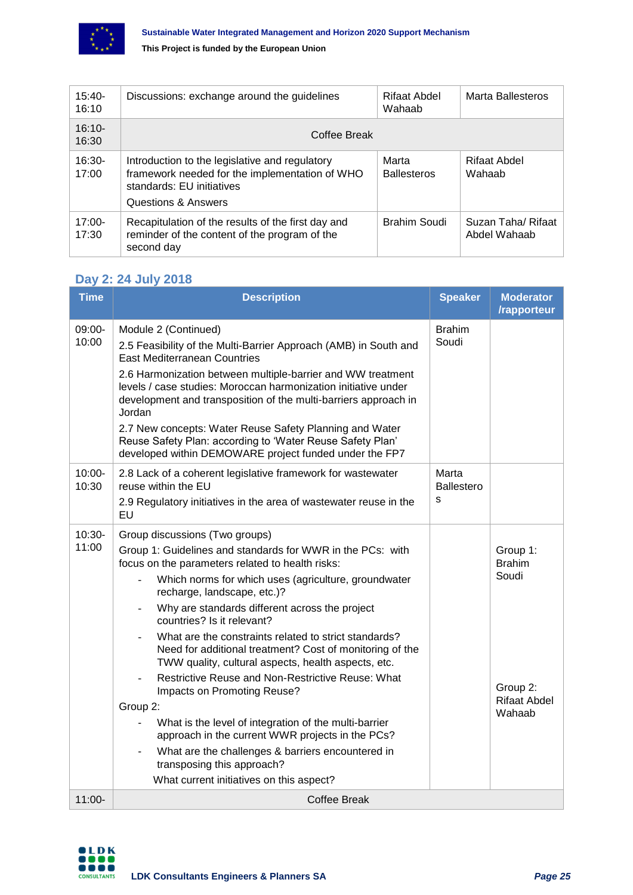| | | | |
|---|---|---|---|
| 15:40-16:10 | Discussions: exchange around the guidelines | Rifaat Abdel Wahaab | Marta Ballesteros |
| 16:10-16:30 | Coffee Break | | |
| 16:30-17:00 | Introduction to the legislative and regulatory framework needed for the implementation of WHO standards: EU initiatives<br>Questions & Answers | Marta Ballesteros | Rifaat Abdel Wahaab |
| 17:00-17:30 | Recapitulation of the results of the first day and reminder of the content of the program of the second day | Brahim Soudi | Suzan Taha/ Rifaat Abdel Wahaab |

## Day 2: 24 July 2018

| Time | Description | Speaker | Moderator /rapporteur |
|---|---|---|---|
| 09:00-10:00 | Module 2 (Continued)<br>2.5 Feasibility of the Multi-Barrier Approach (AMB) in South and East Mediterranean Countries<br>2.6 Harmonization between multiple-barrier and WW treatment levels / case studies: Moroccan harmonization initiative under development and transposition of the multi-barriers approach in Jordan<br>2.7 New concepts: Water Reuse Safety Planning and Water Reuse Safety Plan: according to 'Water Reuse Safety Plan' developed within DEMOWARE project funded under the FP7 | Brahim Soudi | |
| 10:00-10:30 | 2.8 Lack of a coherent legislative framework for wastewater reuse within the EU<br>2.9 Regulatory initiatives in the area of wastewater reuse in the EU | Marta Ballesteros | |
| 10:30-11:00 | Group discussions (Two groups)<br>Group 1: Guidelines and standards for WWR in the PCs: with focus on the parameters related to health risks:<br>- Which norms for which uses (agriculture, groundwater recharge, landscape, etc.)?<br>- Why are standards different across the project countries? Is it relevant?<br>- What are the constraints related to strict standards? Need for additional treatment? Cost of monitoring of the TWW quality, cultural aspects, health aspects, etc.<br>- Restrictive Reuse and Non-Restrictive Reuse: What Impacts on Promoting Reuse?<br>Group 2:<br>- What is the level of integration of the multi-barrier approach in the current WWR projects in the PCs?<br>- What are the challenges & barriers encountered in transposing this approach?<br>What current initiatives on this aspect? | | Group 1: Brahim Soudi<br><br>Group 2: Rifaat Abdel Wahaab |
| 11:00- | Coffee Break | | |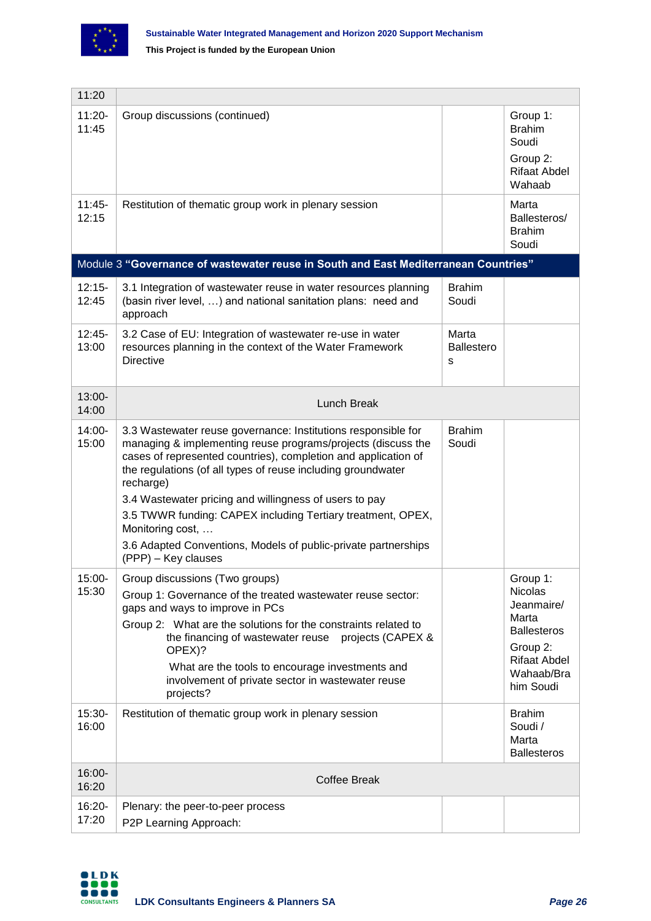| | | | |
|---|---|---|---|
| 11:20 | | | |
| 11:20-11:45 | Group discussions (continued) | | Group 1: Brahim Soudi<br>Group 2: Rifaat Abdel Wahaab |
| 11:45-12:15 | Restitution of thematic group work in plenary session | | Marta Ballesteros/ Brahim Soudi |
| Module 3 **"Governance of wastewater reuse in South and East Mediterranean Countries"** | | | |
| 12:15-12:45 | 3.1 Integration of wastewater reuse in water resources planning (basin river level, …) and national sanitation plans: need and approach | Brahim Soudi | |
| 12:45-13:00 | 3.2 Case of EU: Integration of wastewater re-use in water resources planning in the context of the Water Framework Directive | Marta Ballesteros | |
| 13:00-14:00 | Lunch Break | | |
| 14:00-15:00 | 3.3 Wastewater reuse governance: Institutions responsible for managing & implementing reuse programs/projects (discuss the cases of represented countries), completion and application of the regulations (of all types of reuse including groundwater recharge)<br>3.4 Wastewater pricing and willingness of users to pay<br>3.5 TWWR funding: CAPEX including Tertiary treatment, OPEX, Monitoring cost, …<br>3.6 Adapted Conventions, Models of public-private partnerships (PPP) – Key clauses | Brahim Soudi | |
| 15:00-15:30 | Group discussions (Two groups)<br>Group 1: Governance of the treated wastewater reuse sector: gaps and ways to improve in PCs<br>Group 2: What are the solutions for the constraints related to the financing of wastewater reuse projects (CAPEX & OPEX)?<br>What are the tools to encourage investments and involvement of private sector in wastewater reuse projects? | | Group 1: Nicolas Jeanmaire/ Marta Ballesteros<br>Group 2: Rifaat Abdel Wahaab/Brahim Soudi |
| 15:30-16:00 | Restitution of thematic group work in plenary session | | Brahim Soudi / Marta Ballesteros |
| 16:00-16:20 | Coffee Break | | |
| 16:20-17:20 | Plenary: the peer-to-peer process<br>P2P Learning Approach: | | |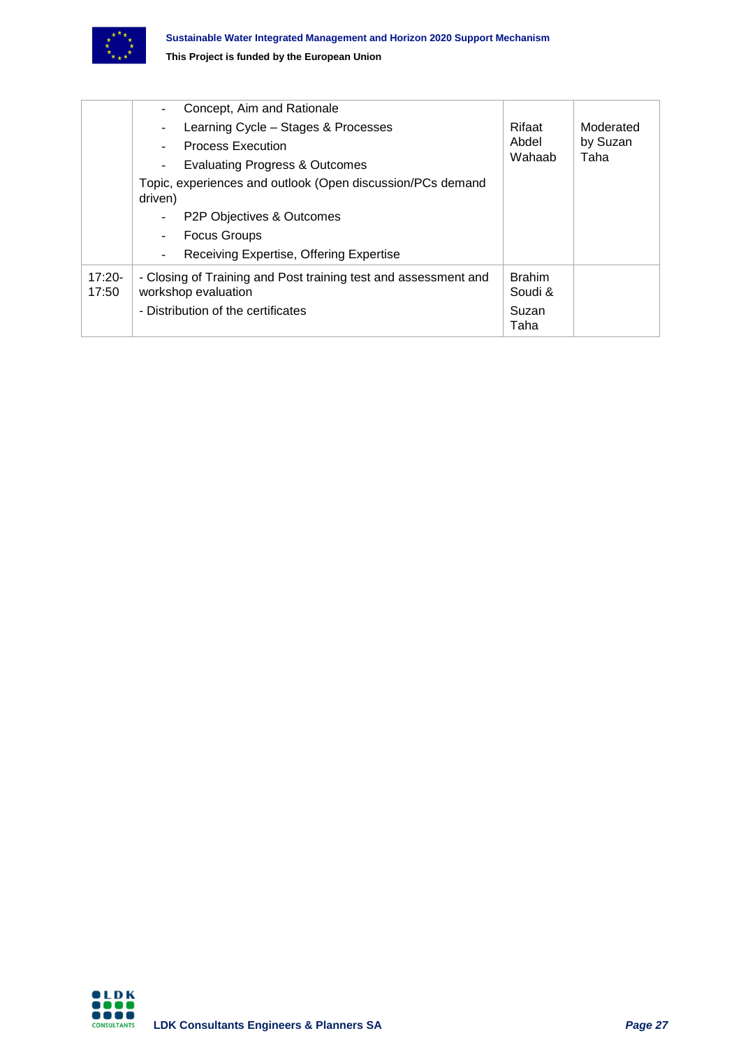| | | | |
|---|---|---|---|
| | - Concept, Aim and Rationale<br>- Learning Cycle – Stages & Processes<br>- Process Execution<br>- Evaluating Progress & Outcomes<br>Topic, experiences and outlook (Open discussion/PCs demand driven)<br>- P2P Objectives & Outcomes<br>- Focus Groups<br>- Receiving Expertise, Offering Expertise | Rifaat Abdel Wahaab | Moderated by Suzan Taha |
| 17:20-17:50 | - Closing of Training and Post training test and assessment and workshop evaluation<br>- Distribution of the certificates | Brahim Soudi & Suzan Taha | |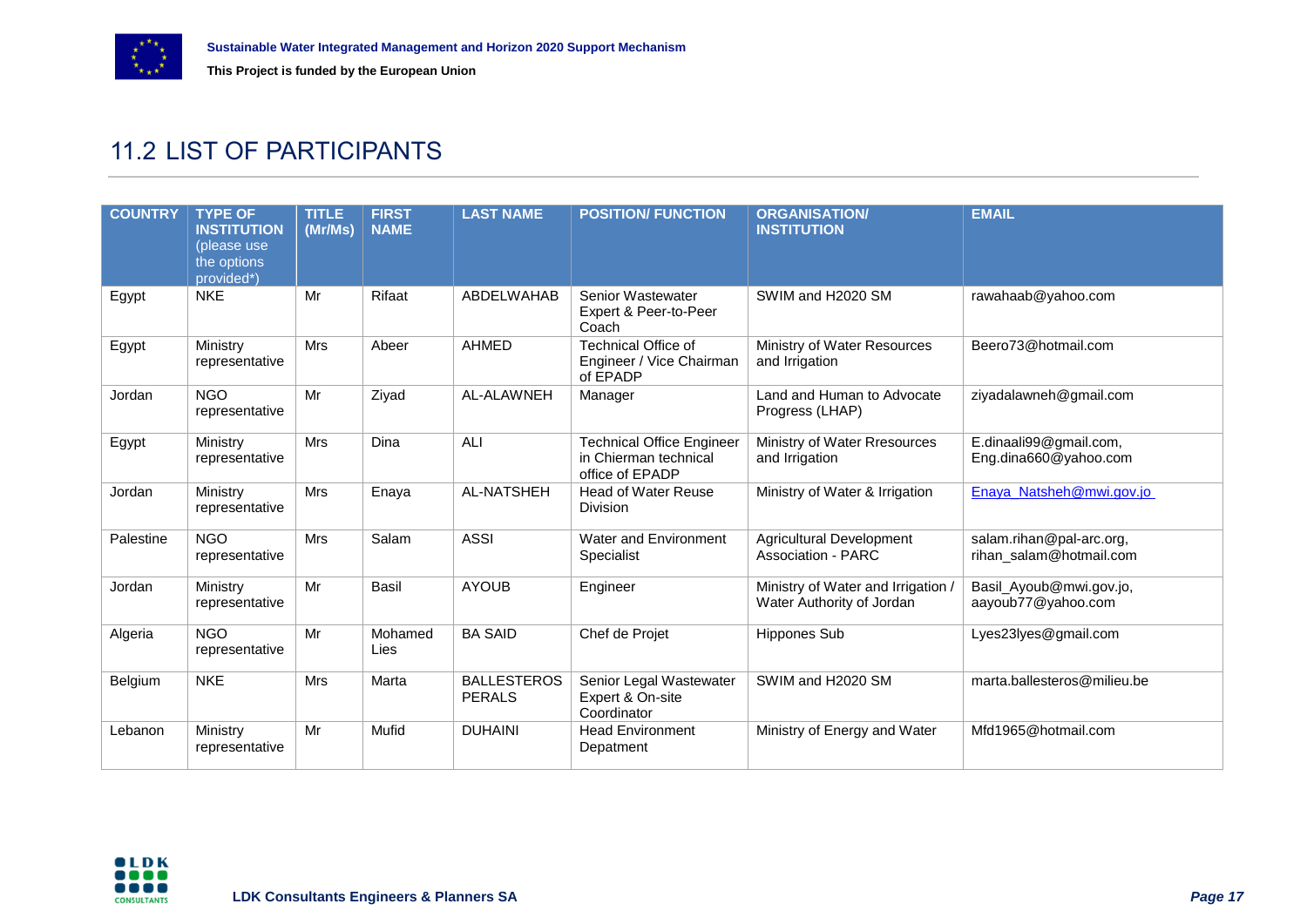## 11.2 LIST OF PARTICIPANTS

| COUNTRY | TYPE OF INSTITUTION (please use the options provided*) | TITLE (Mr/Ms) | FIRST NAME | LAST NAME | POSITION/ FUNCTION | ORGANISATION/ INSTITUTION | EMAIL |
|---|---|---|---|---|---|---|---|
| Egypt | NKE | Mr | Rifaat | ABDELWAHAB | Senior Wastewater Expert & Peer-to-Peer Coach | SWIM and H2020 SM | rawahaab@yahoo.com |
| Egypt | Ministry representative | Mrs | Abeer | AHMED | Technical Office of Engineer / Vice Chairman of EPADP | Ministry of Water Resources and Irrigation | Beero73@hotmail.com |
| Jordan | NGO representative | Mr | Ziyad | AL-ALAWNEH | Manager | Land and Human to Advocate Progress (LHAP) | ziyadalawneh@gmail.com |
| Egypt | Ministry representative | Mrs | Dina | ALI | Technical Office Engineer in Chierman technical office of EPADP | Ministry of Water Rresources and Irrigation | E.dinaali99@gmail.com, Eng.dina660@yahoo.com |
| Jordan | Ministry representative | Mrs | Enaya | AL-NATSHEH | Head of Water Reuse Division | Ministry of Water & Irrigation | Enaya_Natsheh@mwi.gov.jo |
| Palestine | NGO representative | Mrs | Salam | ASSI | Water and Environment Specialist | Agricultural Development Association - PARC | salam.rihan@pal-arc.org, rihan_salam@hotmail.com |
| Jordan | Ministry representative | Mr | Basil | AYOUB | Engineer | Ministry of Water and Irrigation / Water Authority of Jordan | Basil_Ayoub@mwi.gov.jo, aayoub77@yahoo.com |
| Algeria | NGO representative | Mr | Mohamed Lies | BA SAID | Chef de Projet | Hippones Sub | Lyes23lyes@gmail.com |
| Belgium | NKE | Mrs | Marta | BALLESTEROS PERALS | Senior Legal Wastewater Expert & On-site Coordinator | SWIM and H2020 SM | marta.ballesteros@milieu.be |
| Lebanon | Ministry representative | Mr | Mufid | DUHAINI | Head Environment Depatment | Ministry of Energy and Water | Mfd1965@hotmail.com |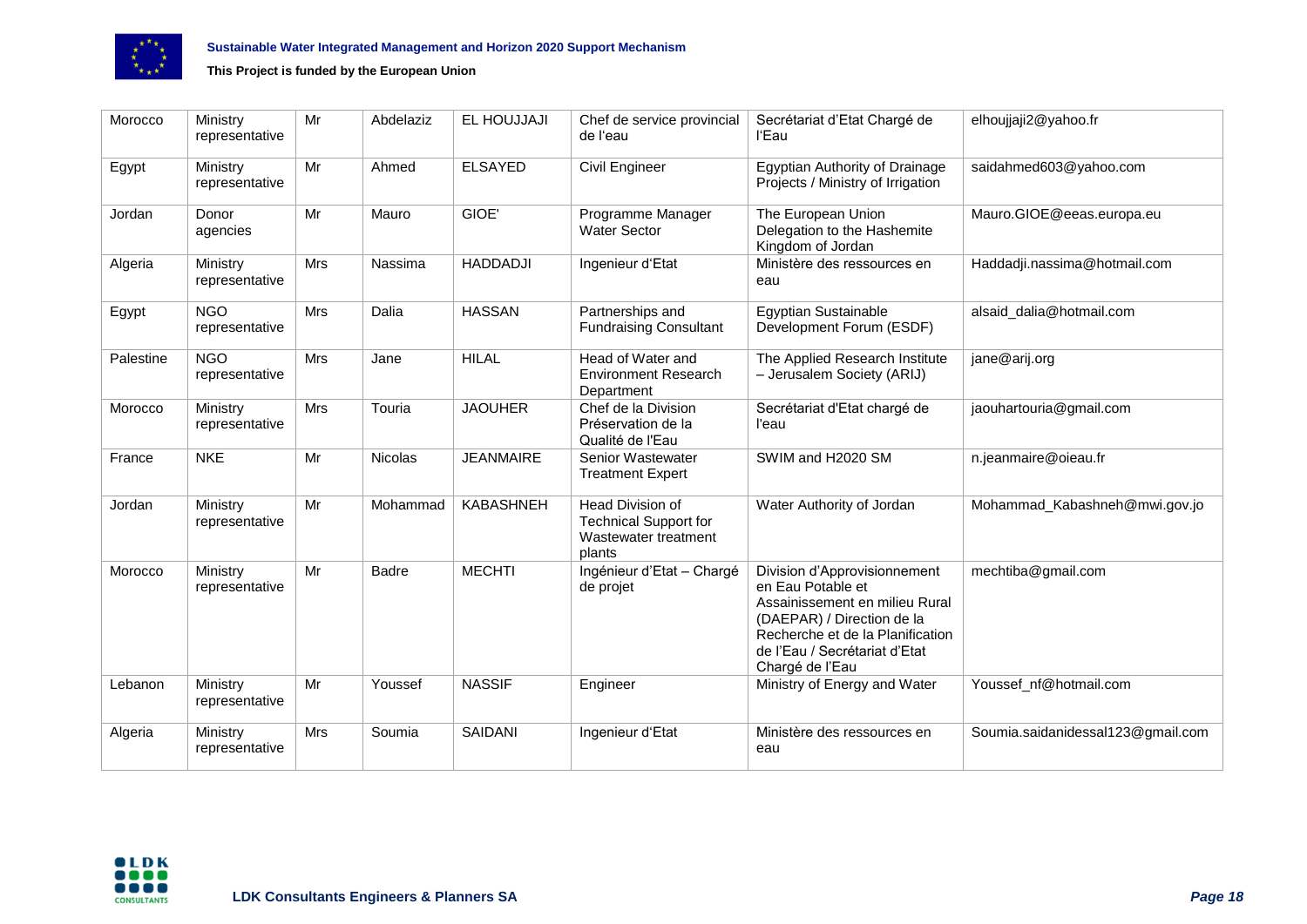| Morocco | Ministry representative | Mr | Abdelaziz | EL HOUJJAJI | Chef de service provincial de l'eau | Secrétariat d'Etat Chargé de l'Eau | elhoujjaji2@yahoo.fr |
|---|---|---|---|---|---|---|---|
| Egypt | Ministry representative | Mr | Ahmed | ELSAYED | Civil Engineer | Egyptian Authority of Drainage Projects / Ministry of Irrigation | saidahmed603@yahoo.com |
| Jordan | Donor agencies | Mr | Mauro | GIOE' | Programme Manager Water Sector | The European Union Delegation to the Hashemite Kingdom of Jordan | Mauro.GIOE@eeas.europa.eu |
| Algeria | Ministry representative | Mrs | Nassima | HADDADJI | Ingenieur d'Etat | Ministère des ressources en eau | Haddadji.nassima@hotmail.com |
| Egypt | NGO representative | Mrs | Dalia | HASSAN | Partnerships and Fundraising Consultant | Egyptian Sustainable Development Forum (ESDF) | alsaid_dalia@hotmail.com |
| Palestine | NGO representative | Mrs | Jane | HILAL | Head of Water and Environment Research Department | The Applied Research Institute – Jerusalem Society (ARIJ) | jane@arij.org |
| Morocco | Ministry representative | Mrs | Touria | JAOUHER | Chef de la Division Préservation de la Qualité de l'Eau | Secrétariat d'Etat chargé de l'eau | jaouhartouria@gmail.com |
| France | NKE | Mr | Nicolas | JEANMAIRE | Senior Wastewater Treatment Expert | SWIM and H2020 SM | n.jeanmaire@oieau.fr |
| Jordan | Ministry representative | Mr | Mohammad | KABASHNEH | Head Division of Technical Support for Wastewater treatment plants | Water Authority of Jordan | Mohammad_Kabashneh@mwi.gov.jo |
| Morocco | Ministry representative | Mr | Badre | MECHTI | Ingénieur d'Etat – Chargé de projet | Division d'Approvisionnement en Eau Potable et Assainissement en milieu Rural (DAEPAR) / Direction de la Recherche et de la Planification de l'Eau / Secrétariat d'Etat Chargé de l'Eau | mechtiba@gmail.com |
| Lebanon | Ministry representative | Mr | Youssef | NASSIF | Engineer | Ministry of Energy and Water | Youssef_nf@hotmail.com |
| Algeria | Ministry representative | Mrs | Soumia | SAIDANI | Ingenieur d'Etat | Ministère des ressources en eau | Soumia.saidanidessal123@gmail.com |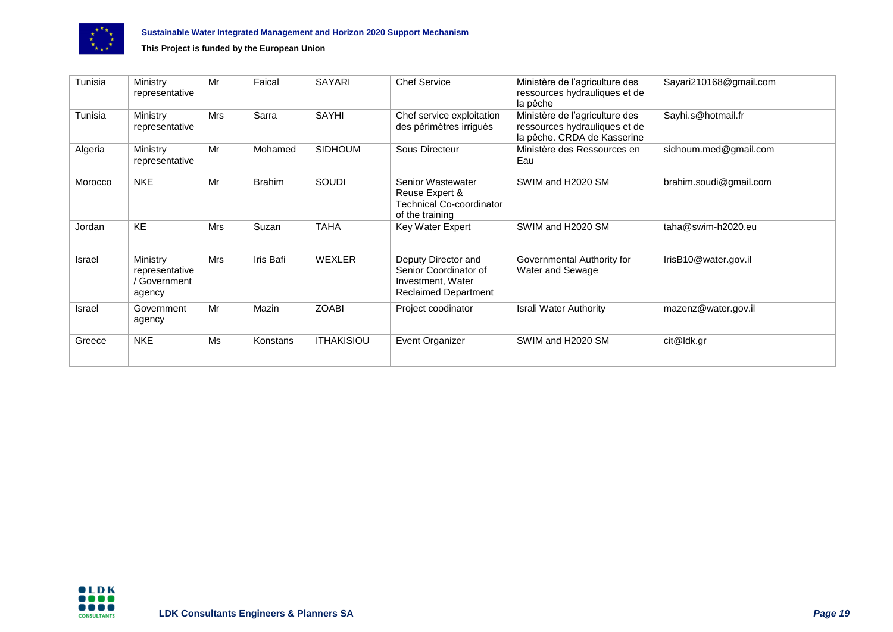| Tunisia | Ministry representative | Mr | Faical | SAYARI | Chef Service | Ministère de l'agriculture des ressources hydrauliques et de la pêche | Sayari210168@gmail.com |
|---|---|---|---|---|---|---|---|
| Tunisia | Ministry representative | Mrs | Sarra | SAYHI | Chef service exploitation des périmètres irrigués | Ministère de l'agriculture des ressources hydrauliques et de la pêche. CRDA de Kasserine | Sayhi.s@hotmail.fr |
| Algeria | Ministry representative | Mr | Mohamed | SIDHOUM | Sous Directeur | Ministère des Ressources en Eau | sidhoum.med@gmail.com |
| Morocco | NKE | Mr | Brahim | SOUDI | Senior Wastewater Reuse Expert & Technical Co-coordinator of the training | SWIM and H2020 SM | brahim.soudi@gmail.com |
| Jordan | KE | Mrs | Suzan | TAHA | Key Water Expert | SWIM and H2020 SM | taha@swim-h2020.eu |
| Israel | Ministry representative / Government agency | Mrs | Iris Bafi | WEXLER | Deputy Director and Senior Coordinator of Investment, Water Reclaimed Department | Governmental Authority for Water and Sewage | IrisB10@water.gov.il |
| Israel | Government agency | Mr | Mazin | ZOABI | Project coodinator | Israli Water Authority | mazenz@water.gov.il |
| Greece | NKE | Ms | Konstans | ITHAKISIOU | Event Organizer | SWIM and H2020 SM | cit@ldk.gr |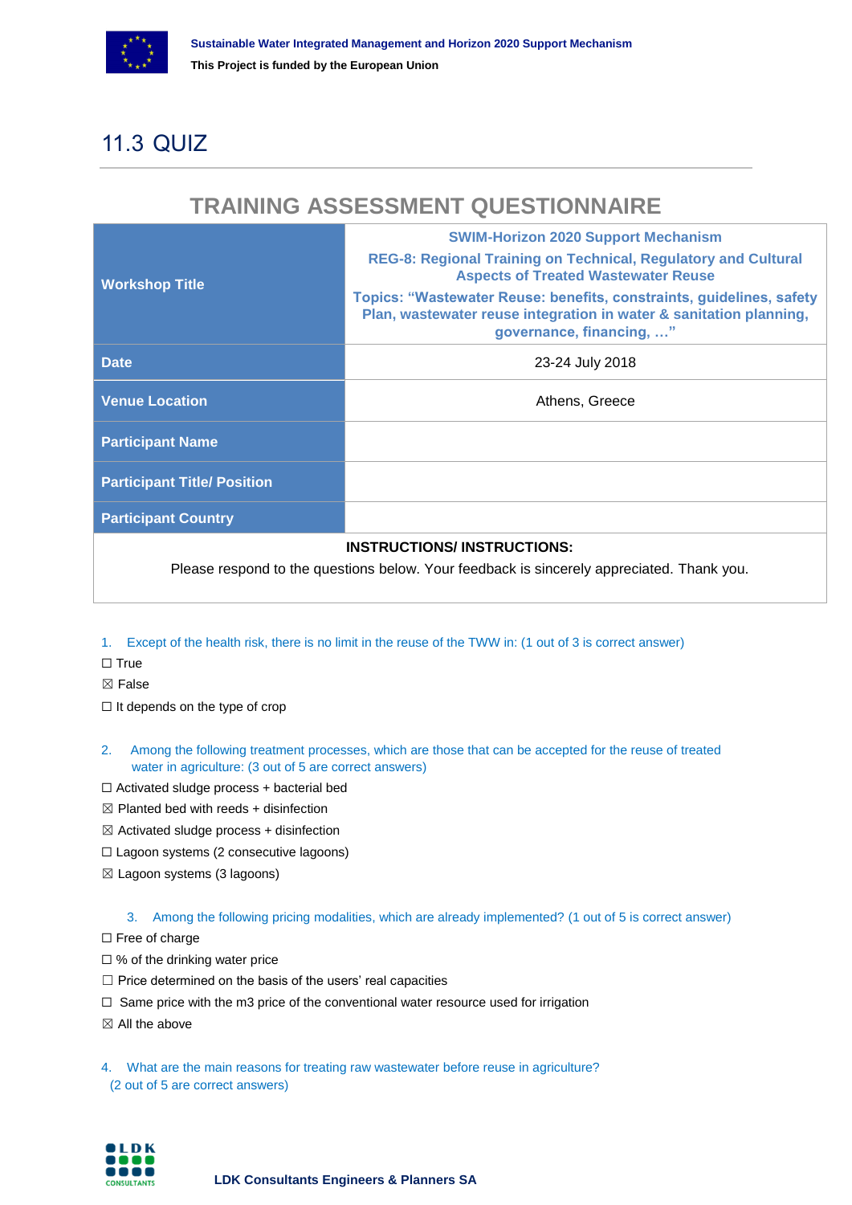# 11.3 QUIZ

## TRAINING ASSESSMENT QUESTIONNAIRE

| Workshop Title | SWIM-Horizon 2020 Support Mechanism<br>REG-8: Regional Training on Technical, Regulatory and Cultural Aspects of Treated Wastewater Reuse<br>Topics: "Wastewater Reuse: benefits, constraints, guidelines, safety Plan, wastewater reuse integration in water & sanitation planning, governance, financing, …" |
|---|---|
| Date | 23-24 July 2018 |
| Venue Location | Athens, Greece |
| Participant Name | |
| Participant Title/ Position | |
| Participant Country | |

**INSTRUCTIONS/ INSTRUCTIONS:**

Please respond to the questions below. Your feedback is sincerely appreciated. Thank you.

1. Except of the health risk, there is no limit in the reuse of the TWW in: (1 out of 3 is correct answer)

☐ True

☒ False

☐ It depends on the type of crop

2. Among the following treatment processes, which are those that can be accepted for the reuse of treated water in agriculture: (3 out of 5 are correct answers)

☐ Activated sludge process + bacterial bed

☒ Planted bed with reeds + disinfection

☒ Activated sludge process + disinfection

☐ Lagoon systems (2 consecutive lagoons)

☒ Lagoon systems (3 lagoons)

3. Among the following pricing modalities, which are already implemented? (1 out of 5 is correct answer)

☐ Free of charge

☐ % of the drinking water price

☐ Price determined on the basis of the users' real capacities

☐ Same price with the m3 price of the conventional water resource used for irrigation

☒ All the above

4. What are the main reasons for treating raw wastewater before reuse in agriculture? (2 out of 5 are correct answers)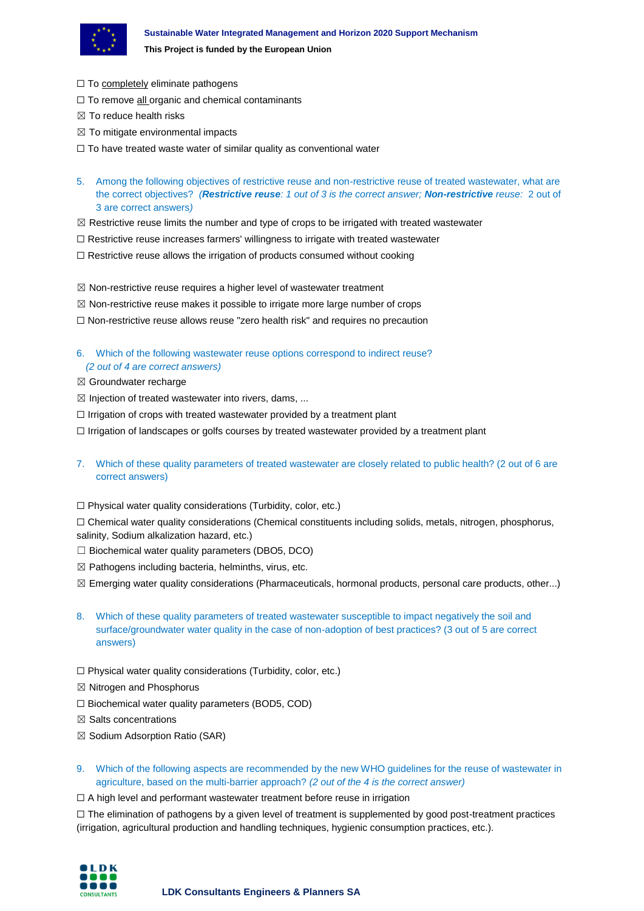☐ To <u>completely</u> eliminate pathogens

☐ To remove <u>all</u> organic and chemical contaminants

☒ To reduce health risks

☒ To mitigate environmental impacts

☐ To have treated waste water of similar quality as conventional water

5. Among the following objectives of restrictive reuse and non-restrictive reuse of treated wastewater, what are the correct objectives? *(**Restrictive reuse**: 1 out of 3 is the correct answer; **Non-restrictive** reuse: 2 out of 3 are correct answers)*

☒ Restrictive reuse limits the number and type of crops to be irrigated with treated wastewater

☐ Restrictive reuse increases farmers' willingness to irrigate with treated wastewater

☐ Restrictive reuse allows the irrigation of products consumed without cooking

☒ Non-restrictive reuse requires a higher level of wastewater treatment

☒ Non-restrictive reuse makes it possible to irrigate more large number of crops

☐ Non-restrictive reuse allows reuse "zero health risk" and requires no precaution

6. Which of the following wastewater reuse options correspond to indirect reuse? *(2 out of 4 are correct answers)*

☒ Groundwater recharge

☒ Injection of treated wastewater into rivers, dams, ...

☐ Irrigation of crops with treated wastewater provided by a treatment plant

☐ Irrigation of landscapes or golfs courses by treated wastewater provided by a treatment plant

7. Which of these quality parameters of treated wastewater are closely related to public health? (2 out of 6 are correct answers)

☐ Physical water quality considerations (Turbidity, color, etc.)

☐ Chemical water quality considerations (Chemical constituents including solids, metals, nitrogen, phosphorus, salinity, Sodium alkalization hazard, etc.)

☐ Biochemical water quality parameters (DBO5, DCO)

☒ Pathogens including bacteria, helminths, virus, etc.

☒ Emerging water quality considerations (Pharmaceuticals, hormonal products, personal care products, other...)

8. Which of these quality parameters of treated wastewater susceptible to impact negatively the soil and surface/groundwater water quality in the case of non-adoption of best practices? (3 out of 5 are correct answers)

☐ Physical water quality considerations (Turbidity, color, etc.)

☒ Nitrogen and Phosphorus

☐ Biochemical water quality parameters (BOD5, COD)

☒ Salts concentrations

☒ Sodium Adsorption Ratio (SAR)

9. Which of the following aspects are recommended by the new WHO guidelines for the reuse of wastewater in agriculture, based on the multi-barrier approach? *(2 out of the 4 is the correct answer)*

☐ A high level and performant wastewater treatment before reuse in irrigation

☐ The elimination of pathogens by a given level of treatment is supplemented by good post-treatment practices (irrigation, agricultural production and handling techniques, hygienic consumption practices, etc.).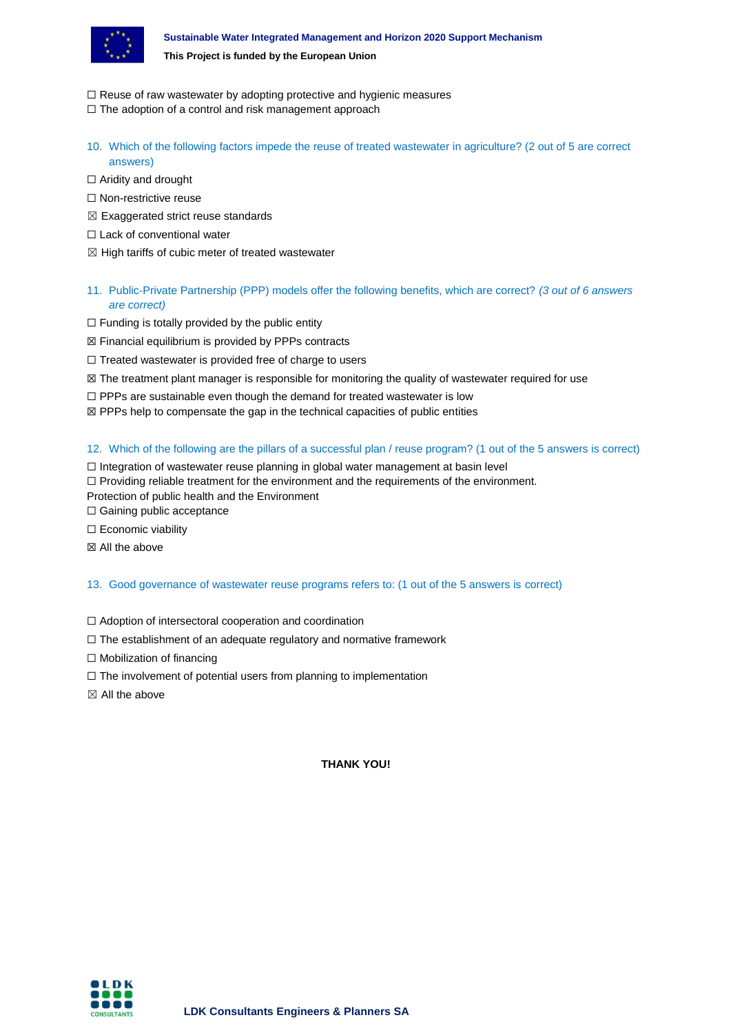☐ Reuse of raw wastewater by adopting protective and hygienic measures
☐ The adoption of a control and risk management approach

10. Which of the following factors impede the reuse of treated wastewater in agriculture? (2 out of 5 are correct answers)

☐ Aridity and drought

☐ Non-restrictive reuse

☒ Exaggerated strict reuse standards

☐ Lack of conventional water

☒ High tariffs of cubic meter of treated wastewater

11. Public-Private Partnership (PPP) models offer the following benefits, which are correct? *(3 out of 6 answers are correct)*

☐ Funding is totally provided by the public entity

☒ Financial equilibrium is provided by PPPs contracts

☐ Treated wastewater is provided free of charge to users

☒ The treatment plant manager is responsible for monitoring the quality of wastewater required for use

☐ PPPs are sustainable even though the demand for treated wastewater is low

☒ PPPs help to compensate the gap in the technical capacities of public entities

12. Which of the following are the pillars of a successful plan / reuse program? (1 out of the 5 answers is correct)

☐ Integration of wastewater reuse planning in global water management at basin level
☐ Providing reliable treatment for the environment and the requirements of the environment.
Protection of public health and the Environment
☐ Gaining public acceptance

☐ Economic viability

☒ All the above

13. Good governance of wastewater reuse programs refers to: (1 out of the 5 answers is correct)

☐ Adoption of intersectoral cooperation and coordination

☐ The establishment of an adequate regulatory and normative framework

☐ Mobilization of financing

☐ The involvement of potential users from planning to implementation

☒ All the above

**THANK YOU!**